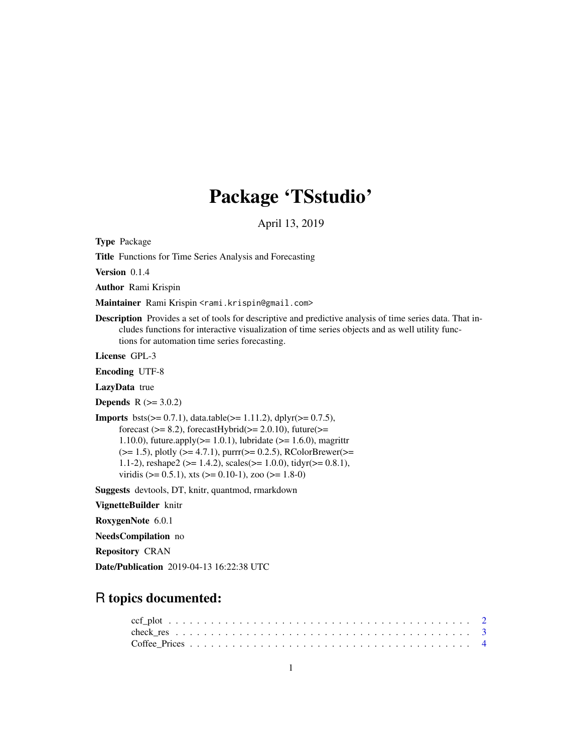# Package 'TSstudio'

April 13, 2019

**Type** Package

**Title** Functions for Time Series Analysis and Forecasting

**Version** 0.1.4

**Author** Rami Krispin

**Maintainer** Rami Krispin <rami.krispin@gmail.com>

**Description** Provides a set of tools for descriptive and predictive analysis of time series data. That includes functions for interactive visualization of time series objects and as well utility functions for automation time series forecasting.

**License** GPL-3

**Encoding** UTF-8

**LazyData** true

**Depends** R (>= 3.0.2)

**Imports** bsts(>= 0.7.1), data.table(>= 1.11.2), dplyr(>= 0.7.5), forecast (>= 8.2), forecastHybrid(>= 2.0.10), future(>= 1.10.0), future.apply(>= 1.0.1), lubridate (>= 1.6.0), magrittr (>= 1.5), plotly (>= 4.7.1), purrr(>= 0.2.5), RColorBrewer(>= 1.1-2), reshape2 (>= 1.4.2), scales(>= 1.0.0), tidyr(>= 0.8.1), viridis (>= 0.5.1), xts (>= 0.10-1), zoo (>= 1.8-0)

**Suggests** devtools, DT, knitr, quantmod, rmarkdown

**VignetteBuilder** knitr

**RoxygenNote** 6.0.1

**NeedsCompilation** no

**Repository** CRAN

**Date/Publication** 2019-04-13 16:22:38 UTC

## R topics documented:

ccf_plot . . . . . . . . . . . . . . . . . . . . . . . . . . . . . . . . . . . . . . . . . . 2
check_res . . . . . . . . . . . . . . . . . . . . . . . . . . . . . . . . . . . . . . . . . 3
Coffee_Prices . . . . . . . . . . . . . . . . . . . . . . . . . . . . . . . . . . . . . . . 4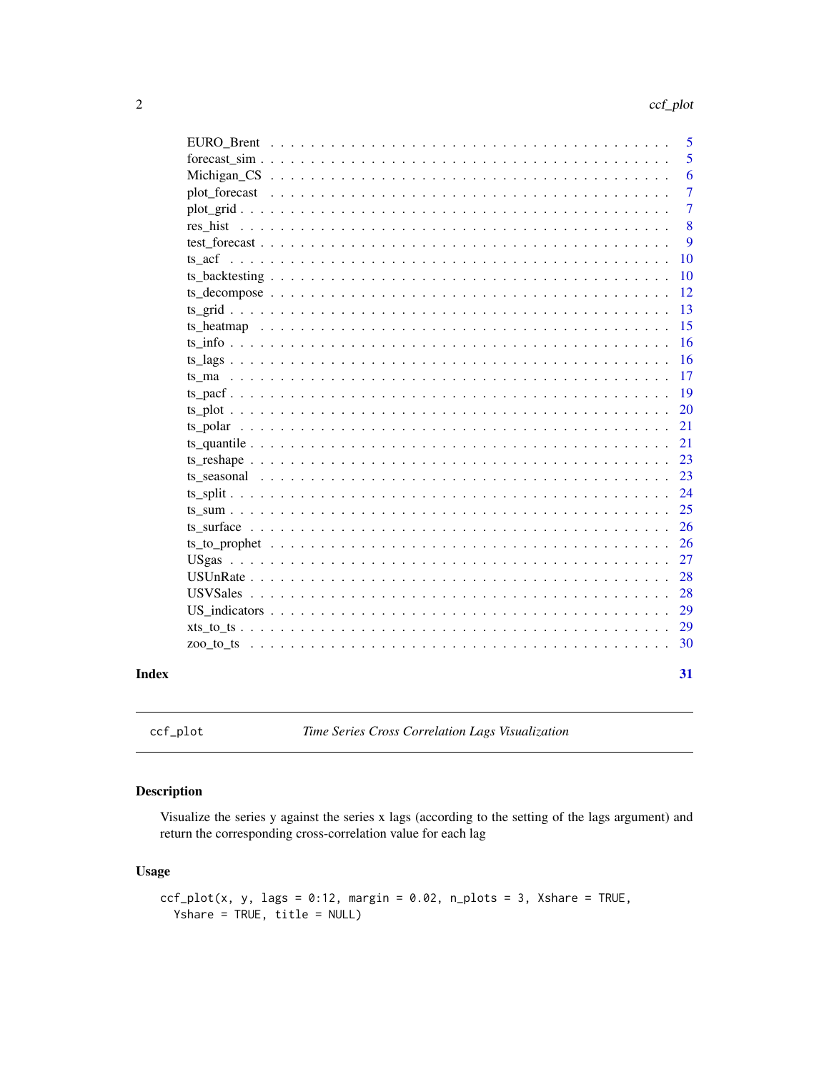| | |
|---|---|
| EURO_Brent | 5 |
| forecast_sim | 5 |
| Michigan_CS | 6 |
| plot_forecast | 7 |
| plot_grid | 7 |
| res_hist | 8 |
| test_forecast | 9 |
| ts_acf | 10 |
| ts_backtesting | 10 |
| ts_decompose | 12 |
| ts_grid | 13 |
| ts_heatmap | 15 |
| ts_info | 16 |
| ts_lags | 16 |
| ts_ma | 17 |
| ts_pacf | 19 |
| ts_plot | 20 |
| ts_polar | 21 |
| ts_quantile | 21 |
| ts_reshape | 23 |
| ts_seasonal | 23 |
| ts_split | 24 |
| ts_sum | 25 |
| ts_surface | 26 |
| ts_to_prophet | 26 |
| USgas | 27 |
| USUnRate | 28 |
| USVSales | 28 |
| US_indicators | 29 |
| xts_to_ts | 29 |
| zoo_to_ts | 30 |

**Index** **31**

---

`ccf_plot` *Time Series Cross Correlation Lags Visualization*

---

## Description

Visualize the series y against the series x lags (according to the setting of the lags argument) and return the corresponding cross-correlation value for each lag

## Usage

```
ccf_plot(x, y, lags = 0:12, margin = 0.02, n_plots = 3, Xshare = TRUE,
  Yshare = TRUE, title = NULL)
```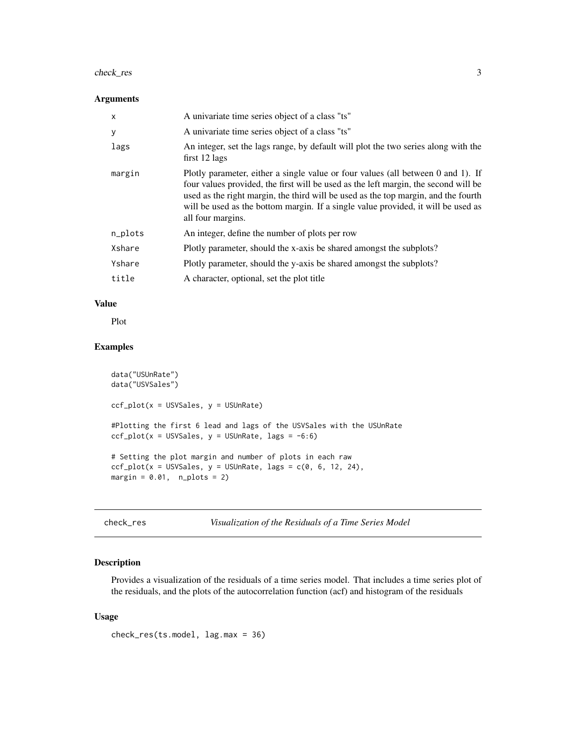### Arguments

| | |
|---|---|
| `x` | A univariate time series object of a class "ts" |
| `y` | A univariate time series object of a class "ts" |
| `lags` | An integer, set the lags range, by default will plot the two series along with the first 12 lags |
| `margin` | Plotly parameter, either a single value or four values (all between 0 and 1). If four values provided, the first will be used as the left margin, the second will be used as the right margin, the third will be used as the top margin, and the fourth will be used as the bottom margin. If a single value provided, it will be used as all four margins. |
| `n_plots` | An integer, define the number of plots per row |
| `Xshare` | Plotly parameter, should the x-axis be shared amongst the subplots? |
| `Yshare` | Plotly parameter, should the y-axis be shared amongst the subplots? |
| `title` | A character, optional, set the plot title |

### Value

Plot

### Examples

```
data("USUnRate")
data("USVSales")

ccf_plot(x = USVSales, y = USUnRate)

#Plotting the first 6 lead and lags of the USVSales with the USUnRate
ccf_plot(x = USVSales, y = USUnRate, lags = -6:6)

# Setting the plot margin and number of plots in each raw
ccf_plot(x = USVSales, y = USUnRate, lags = c(0, 6, 12, 24),
margin = 0.01,  n_plots = 2)
```

---

## check_res *Visualization of the Residuals of a Time Series Model*

### Description

Provides a visualization of the residuals of a time series model. That includes a time series plot of the residuals, and the plots of the autocorrelation function (acf) and histogram of the residuals

### Usage

```
check_res(ts.model, lag.max = 36)
```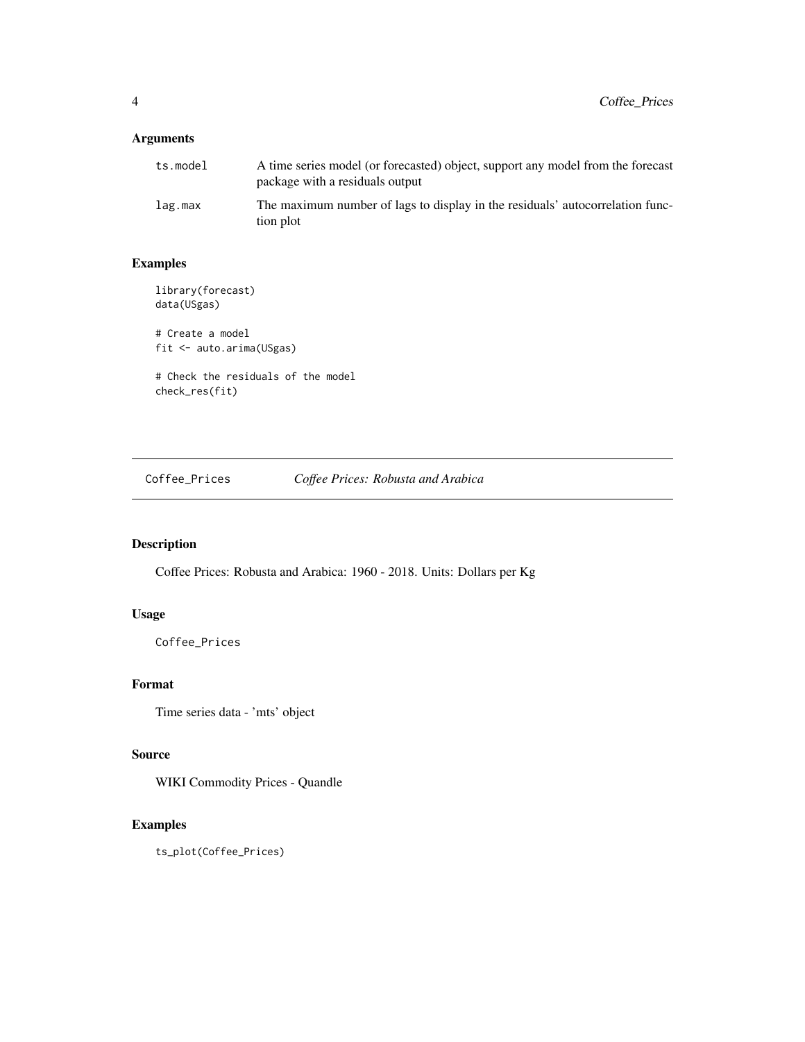### Arguments

| | |
|---|---|
| ts.model | A time series model (or forecasted) object, support any model from the forecast package with a residuals output |
| lag.max | The maximum number of lags to display in the residuals' autocorrelation function plot |

### Examples

```
library(forecast)
data(USgas)

# Create a model
fit <- auto.arima(USgas)

# Check the residuals of the model
check_res(fit)
```

---

## Coffee_Prices    *Coffee Prices: Robusta and Arabica*

---

### Description

Coffee Prices: Robusta and Arabica: 1960 - 2018. Units: Dollars per Kg

### Usage

```
Coffee_Prices
```

### Format

Time series data - 'mts' object

### Source

WIKI Commodity Prices - Quandle

### Examples

```
ts_plot(Coffee_Prices)
```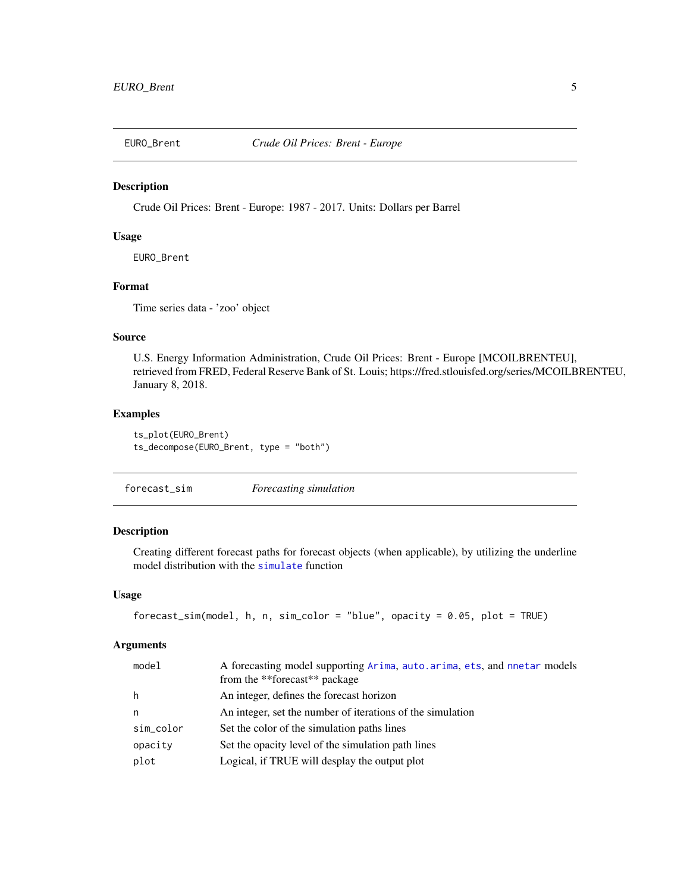## EURO_Brent — *Crude Oil Prices: Brent - Europe*

### Description

Crude Oil Prices: Brent - Europe: 1987 - 2017. Units: Dollars per Barrel

### Usage

```
EURO_Brent
```

### Format

Time series data - 'zoo' object

### Source

U.S. Energy Information Administration, Crude Oil Prices: Brent - Europe [MCOILBRENTEU], retrieved from FRED, Federal Reserve Bank of St. Louis; https://fred.stlouisfed.org/series/MCOILBRENTEU, January 8, 2018.

### Examples

```
ts_plot(EURO_Brent)
ts_decompose(EURO_Brent, type = "both")
```

## forecast_sim — *Forecasting simulation*

### Description

Creating different forecast paths for forecast objects (when applicable), by utilizing the underline model distribution with the `simulate` function

### Usage

```
forecast_sim(model, h, n, sim_color = "blue", opacity = 0.05, plot = TRUE)
```

### Arguments

| | |
|---|---|
| `model` | A forecasting model supporting `Arima`, `auto.arima`, `ets`, and `nnetar` models from the **forecast** package |
| `h` | An integer, defines the forecast horizon |
| `n` | An integer, set the number of iterations of the simulation |
| `sim_color` | Set the color of the simulation paths lines |
| `opacity` | Set the opacity level of the simulation path lines |
| `plot` | Logical, if TRUE will desplay the output plot |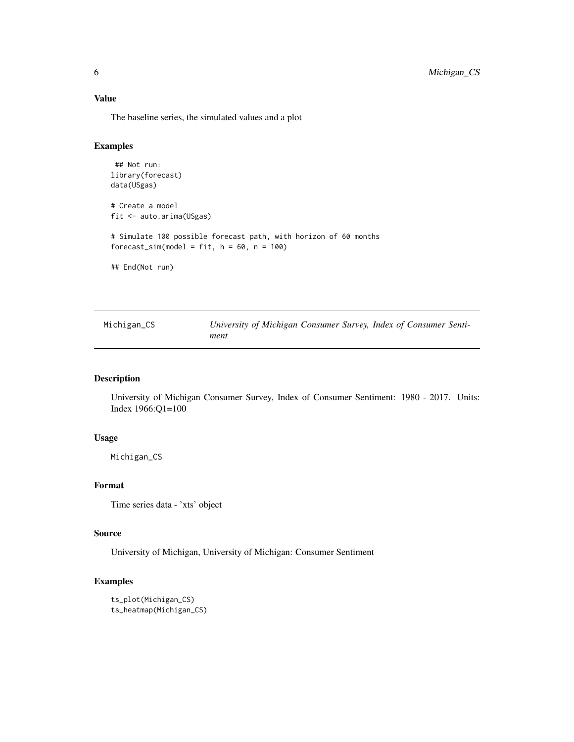### Value

The baseline series, the simulated values and a plot

### Examples

```
 ## Not run:
library(forecast)
data(USgas)

# Create a model
fit <- auto.arima(USgas)

# Simulate 100 possible forecast path, with horizon of 60 months
forecast_sim(model = fit, h = 60, n = 100)

## End(Not run)
```

---

## Michigan_CS — *University of Michigan Consumer Survey, Index of Consumer Sentiment*

---

### Description

University of Michigan Consumer Survey, Index of Consumer Sentiment: 1980 - 2017. Units: Index 1966:Q1=100

### Usage

```
Michigan_CS
```

### Format

Time series data - 'xts' object

### Source

University of Michigan, University of Michigan: Consumer Sentiment

### Examples

```
ts_plot(Michigan_CS)
ts_heatmap(Michigan_CS)
```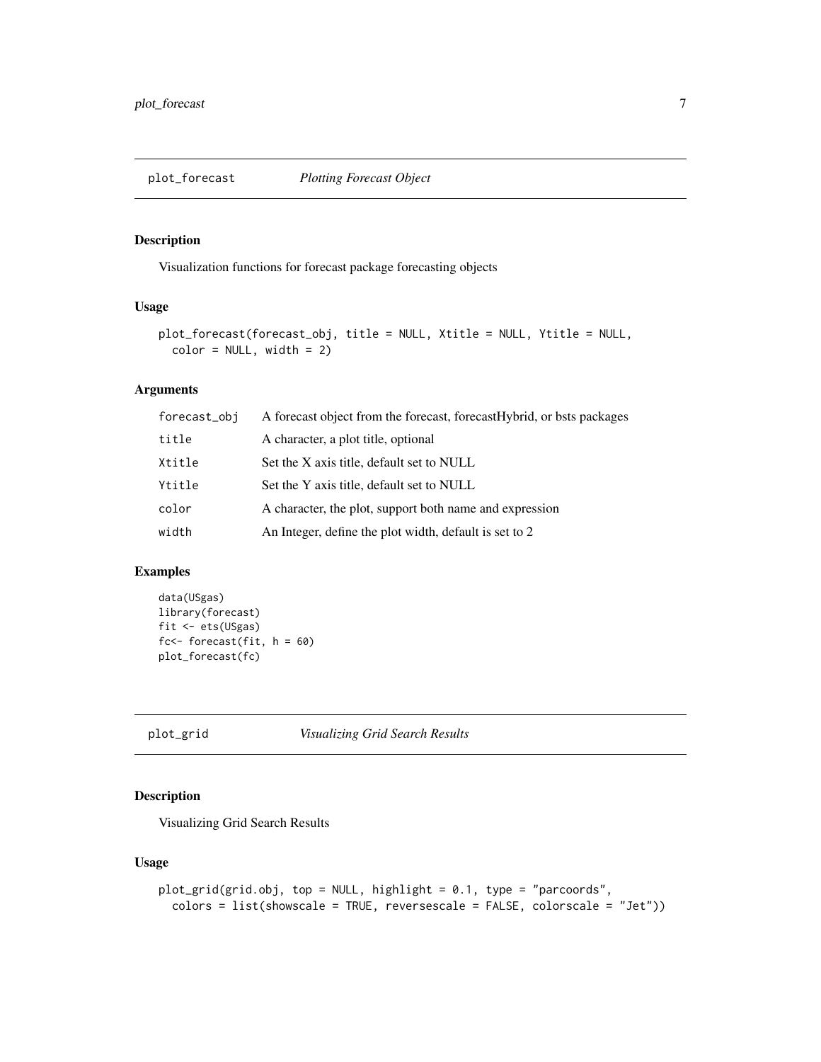## plot_forecast *Plotting Forecast Object*

### Description

Visualization functions for forecast package forecasting objects

### Usage

```
plot_forecast(forecast_obj, title = NULL, Xtitle = NULL, Ytitle = NULL,
  color = NULL, width = 2)
```

### Arguments

| | |
|---|---|
| forecast_obj | A forecast object from the forecast, forecastHybrid, or bsts packages |
| title | A character, a plot title, optional |
| Xtitle | Set the X axis title, default set to NULL |
| Ytitle | Set the Y axis title, default set to NULL |
| color | A character, the plot, support both name and expression |
| width | An Integer, define the plot width, default is set to 2 |

### Examples

```
data(USgas)
library(forecast)
fit <- ets(USgas)
fc<- forecast(fit, h = 60)
plot_forecast(fc)
```

## plot_grid *Visualizing Grid Search Results*

### Description

Visualizing Grid Search Results

### Usage

```
plot_grid(grid.obj, top = NULL, highlight = 0.1, type = "parcoords",
  colors = list(showscale = TRUE, reversescale = FALSE, colorscale = "Jet"))
```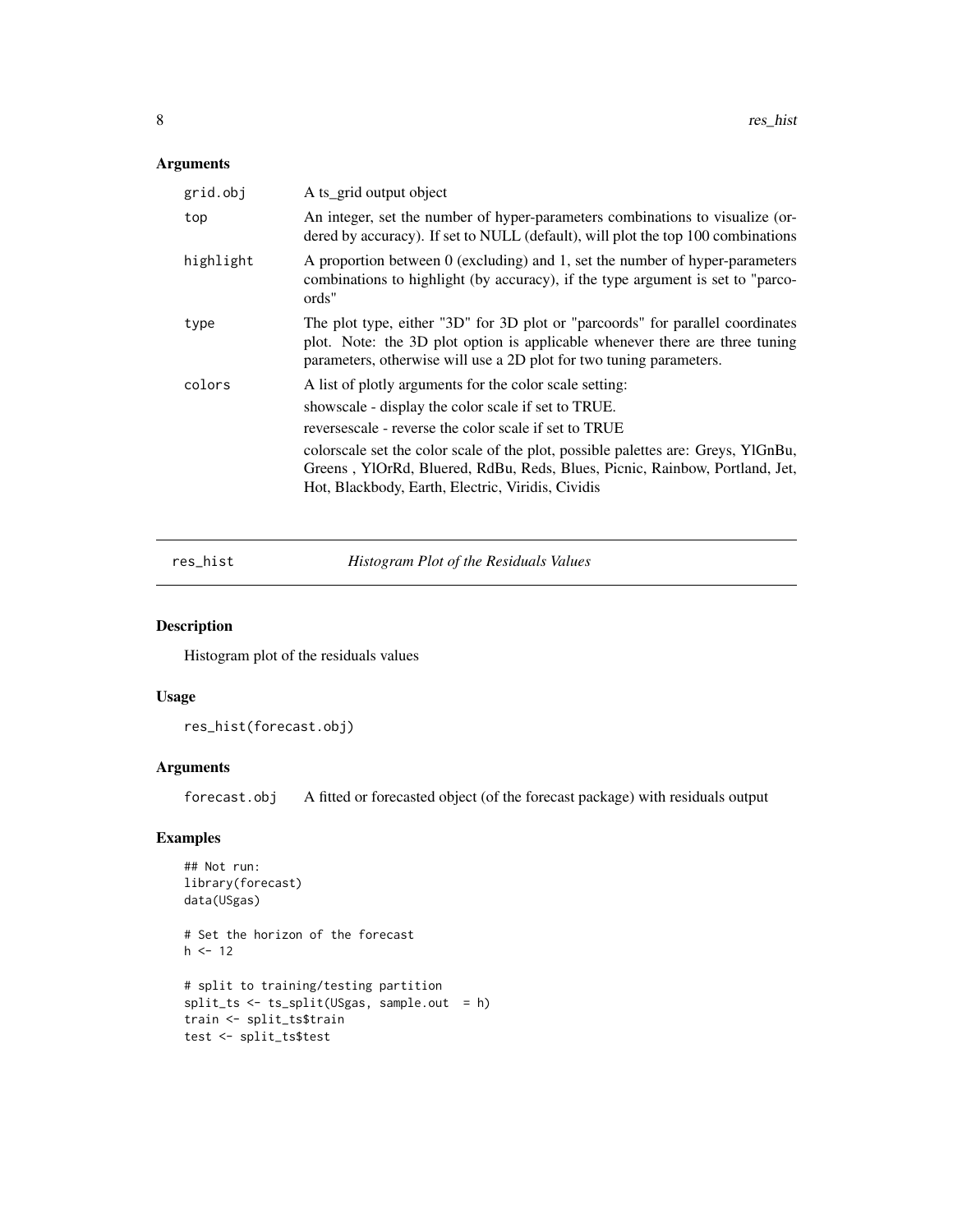## Arguments

| | |
|---|---|
| grid.obj | A ts_grid output object |
| top | An integer, set the number of hyper-parameters combinations to visualize (ordered by accuracy). If set to NULL (default), will plot the top 100 combinations |
| highlight | A proportion between 0 (excluding) and 1, set the number of hyper-parameters combinations to highlight (by accuracy), if the type argument is set to "parcoords" |
| type | The plot type, either "3D" for 3D plot or "parcoords" for parallel coordinates plot. Note: the 3D plot option is applicable whenever there are three tuning parameters, otherwise will use a 2D plot for two tuning parameters. |
| colors | A list of plotly arguments for the color scale setting:<br>showscale - display the color scale if set to TRUE.<br>reversescale - reverse the color scale if set to TRUE<br>colorscale set the color scale of the plot, possible palettes are: Greys, YlGnBu, Greens , YlOrRd, Bluered, RdBu, Reds, Blues, Picnic, Rainbow, Portland, Jet, Hot, Blackbody, Earth, Electric, Viridis, Cividis |

---

# res_hist — *Histogram Plot of the Residuals Values*

## Description

Histogram plot of the residuals values

## Usage

```
res_hist(forecast.obj)
```

## Arguments

| | |
|---|---|
| forecast.obj | A fitted or forecasted object (of the forecast package) with residuals output |

## Examples

```
## Not run:
library(forecast)
data(USgas)

# Set the horizon of the forecast
h <- 12

# split to training/testing partition
split_ts <- ts_split(USgas, sample.out  = h)
train <- split_ts$train
test <- split_ts$test
```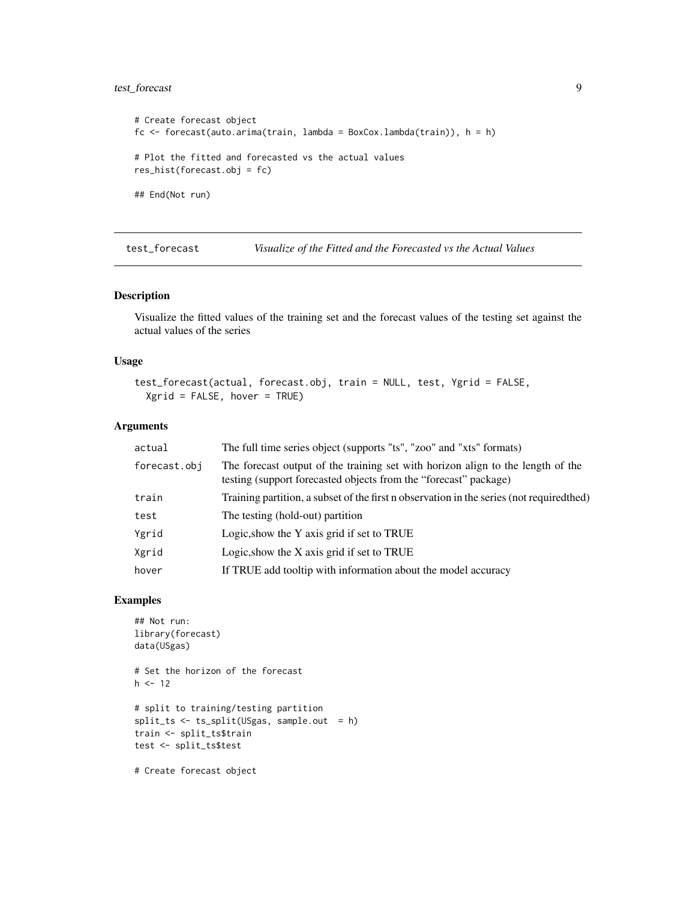```
# Create forecast object
fc <- forecast(auto.arima(train, lambda = BoxCox.lambda(train)), h = h)

# Plot the fitted and forecasted vs the actual values
res_hist(forecast.obj = fc)

## End(Not run)
```

## test_forecast — *Visualize of the Fitted and the Forecasted vs the Actual Values*

### Description

Visualize the fitted values of the training set and the forecast values of the testing set against the actual values of the series

### Usage

```
test_forecast(actual, forecast.obj, train = NULL, test, Ygrid = FALSE,
  Xgrid = FALSE, hover = TRUE)
```

### Arguments

| Argument | Description |
|---|---|
| actual | The full time series object (supports "ts", "zoo" and "xts" formats) |
| forecast.obj | The forecast output of the training set with horizon align to the length of the testing (support forecasted objects from the "forecast" package) |
| train | Training partition, a subset of the first n observation in the series (not requiredthed) |
| test | The testing (hold-out) partition |
| Ygrid | Logic,show the Y axis grid if set to TRUE |
| Xgrid | Logic,show the X axis grid if set to TRUE |
| hover | If TRUE add tooltip with information about the model accuracy |

### Examples

```
## Not run:
library(forecast)
data(USgas)

# Set the horizon of the forecast
h <- 12

# split to training/testing partition
split_ts <- ts_split(USgas, sample.out  = h)
train <- split_ts$train
test <- split_ts$test

# Create forecast object
```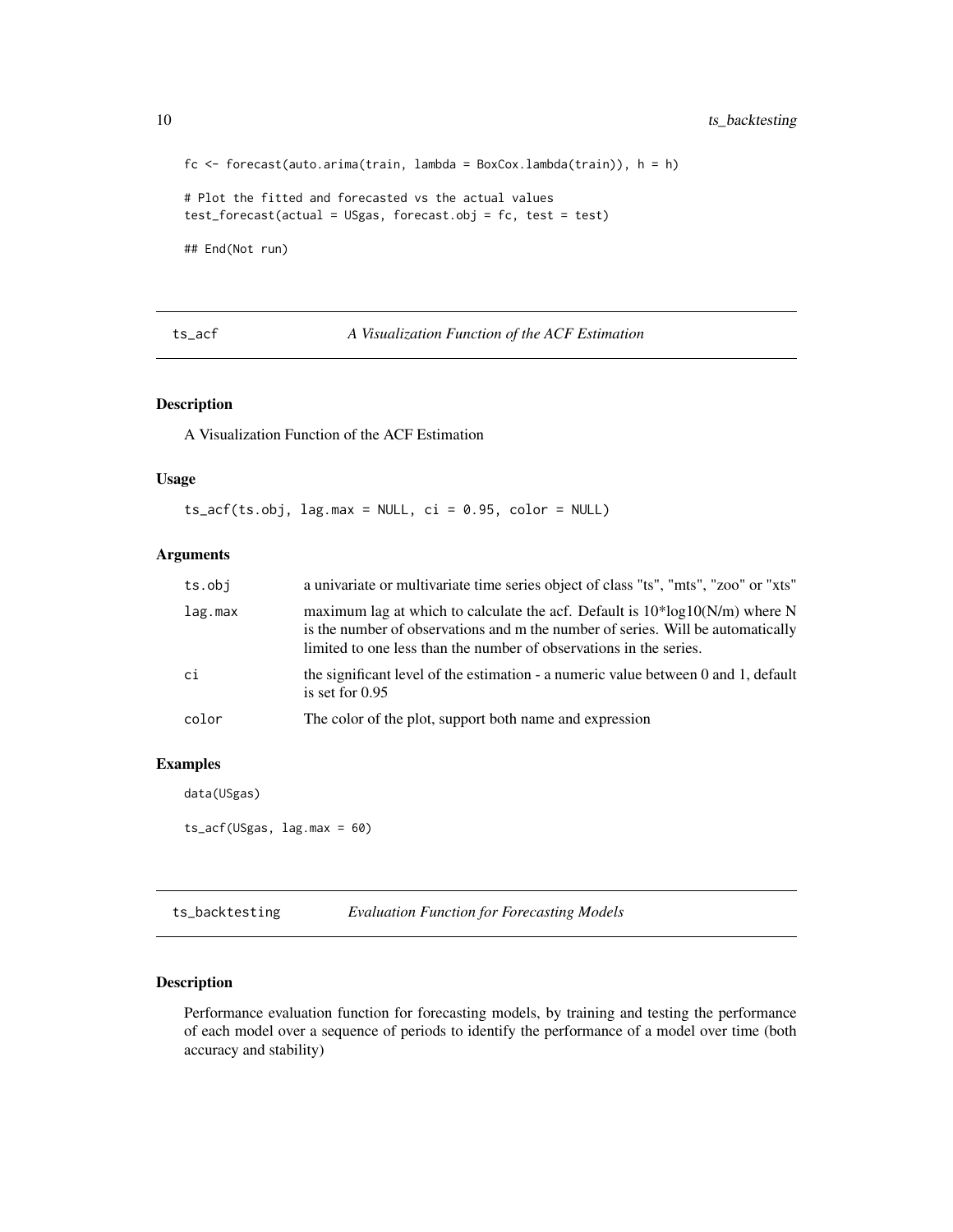```
fc <- forecast(auto.arima(train, lambda = BoxCox.lambda(train)), h = h)

# Plot the fitted and forecasted vs the actual values
test_forecast(actual = USgas, forecast.obj = fc, test = test)

## End(Not run)
```

## ts_acf — *A Visualization Function of the ACF Estimation*

### Description

A Visualization Function of the ACF Estimation

### Usage

```
ts_acf(ts.obj, lag.max = NULL, ci = 0.95, color = NULL)
```

### Arguments

| | |
|---|---|
| ts.obj | a univariate or multivariate time series object of class "ts", "mts", "zoo" or "xts" |
| lag.max | maximum lag at which to calculate the acf. Default is 10*log10(N/m) where N is the number of observations and m the number of series. Will be automatically limited to one less than the number of observations in the series. |
| ci | the significant level of the estimation - a numeric value between 0 and 1, default is set for 0.95 |
| color | The color of the plot, support both name and expression |

### Examples

```
data(USgas)

ts_acf(USgas, lag.max = 60)
```

## ts_backtesting — *Evaluation Function for Forecasting Models*

### Description

Performance evaluation function for forecasting models, by training and testing the performance of each model over a sequence of periods to identify the performance of a model over time (both accuracy and stability)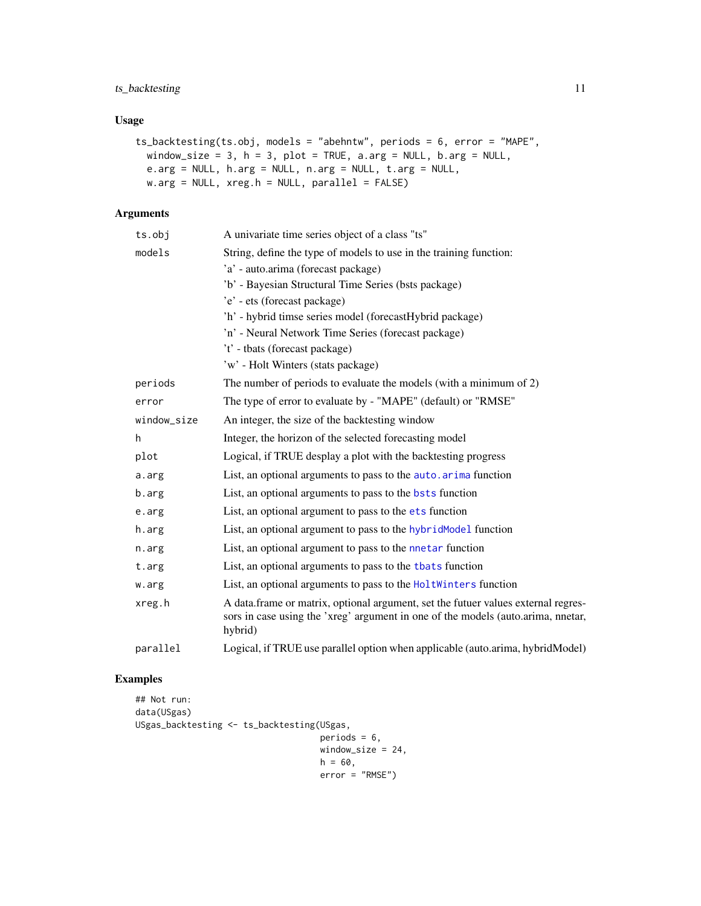## Usage

```
ts_backtesting(ts.obj, models = "abehntw", periods = 6, error = "MAPE",
  window_size = 3, h = 3, plot = TRUE, a.arg = NULL, b.arg = NULL,
  e.arg = NULL, h.arg = NULL, n.arg = NULL, t.arg = NULL,
  w.arg = NULL, xreg.h = NULL, parallel = FALSE)
```

## Arguments

| | |
|---|---|
| `ts.obj` | A univariate time series object of a class "ts" |
| `models` | String, define the type of models to use in the training function:<br>'a' - auto.arima (forecast package)<br>'b' - Bayesian Structural Time Series (bsts package)<br>'e' - ets (forecast package)<br>'h' - hybrid timse series model (forecastHybrid package)<br>'n' - Neural Network Time Series (forecast package)<br>'t' - tbats (forecast package)<br>'w' - Holt Winters (stats package) |
| `periods` | The number of periods to evaluate the models (with a minimum of 2) |
| `error` | The type of error to evaluate by - "MAPE" (default) or "RMSE" |
| `window_size` | An integer, the size of the backtesting window |
| `h` | Integer, the horizon of the selected forecasting model |
| `plot` | Logical, if TRUE desplay a plot with the backtesting progress |
| `a.arg` | List, an optional arguments to pass to the `auto.arima` function |
| `b.arg` | List, an optional arguments to pass to the `bsts` function |
| `e.arg` | List, an optional argument to pass to the `ets` function |
| `h.arg` | List, an optional argument to pass to the `hybridModel` function |
| `n.arg` | List, an optional argument to pass to the `nnetar` function |
| `t.arg` | List, an optional arguments to pass to the `tbats` function |
| `w.arg` | List, an optional arguments to pass to the `HoltWinters` function |
| `xreg.h` | A data.frame or matrix, optional argument, set the futuer values external regressors in case using the 'xreg' argument in one of the models (auto.arima, nnetar, hybrid) |
| `parallel` | Logical, if TRUE use parallel option when applicable (auto.arima, hybridModel) |

## Examples

```
## Not run:
data(USgas)
USgas_backtesting <- ts_backtesting(USgas,
                                    periods = 6,
                                    window_size = 24,
                                    h = 60,
                                    error = "RMSE")
```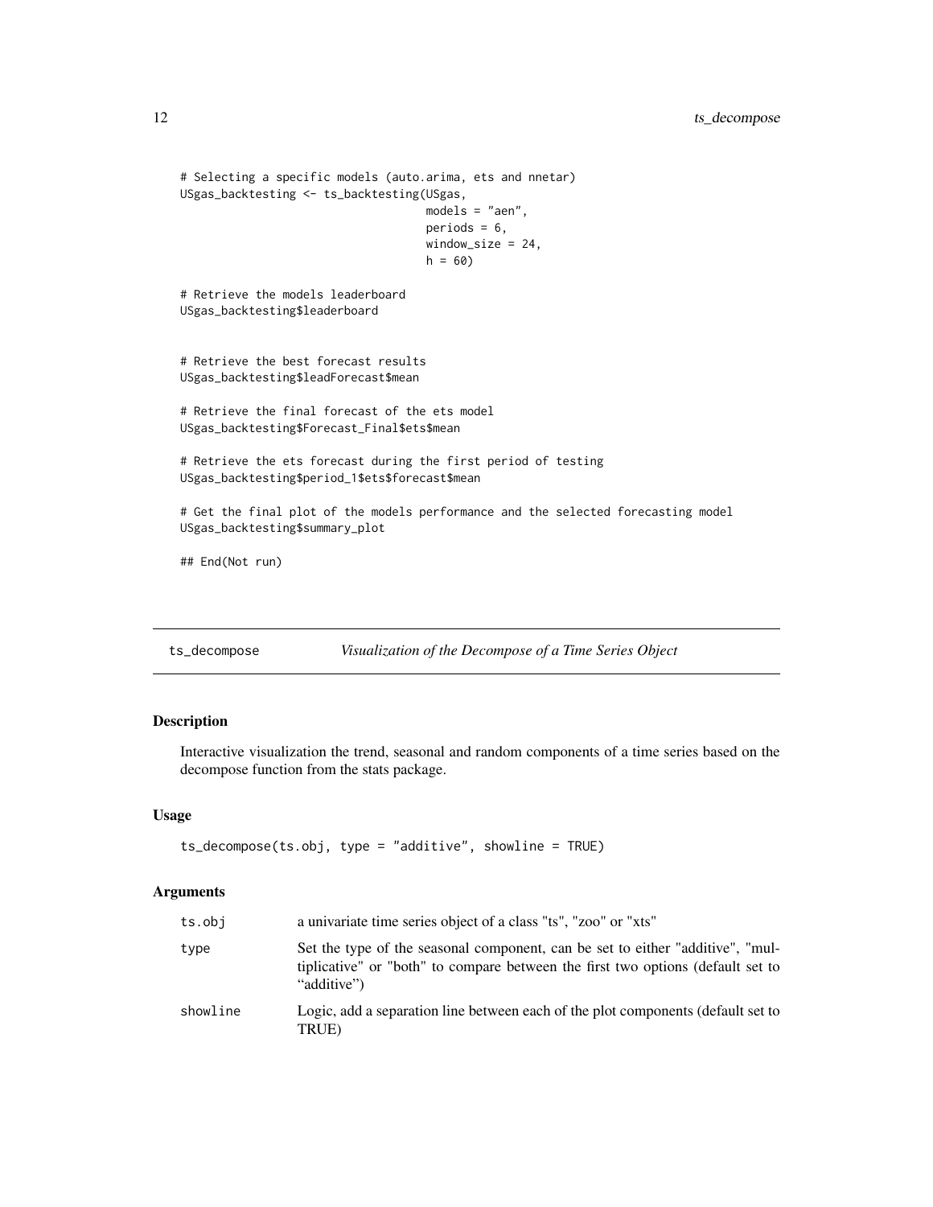```
# Selecting a specific models (auto.arima, ets and nnetar)
USgas_backtesting <- ts_backtesting(USgas,
                                    models = "aen",
                                    periods = 6,
                                    window_size = 24,
                                    h = 60)

# Retrieve the models leaderboard
USgas_backtesting$leaderboard


# Retrieve the best forecast results
USgas_backtesting$leadForecast$mean

# Retrieve the final forecast of the ets model
USgas_backtesting$Forecast_Final$ets$mean

# Retrieve the ets forecast during the first period of testing
USgas_backtesting$period_1$ets$forecast$mean

# Get the final plot of the models performance and the selected forecasting model
USgas_backtesting$summary_plot

## End(Not run)
```

## ts_decompose — *Visualization of the Decompose of a Time Series Object*

### Description

Interactive visualization the trend, seasonal and random components of a time series based on the decompose function from the stats package.

### Usage

```
ts_decompose(ts.obj, type = "additive", showline = TRUE)
```

### Arguments

| | |
|---|---|
| ts.obj | a univariate time series object of a class "ts", "zoo" or "xts" |
| type | Set the type of the seasonal component, can be set to either "additive", "multiplicative" or "both" to compare between the first two options (default set to "additive") |
| showline | Logic, add a separation line between each of the plot components (default set to TRUE) |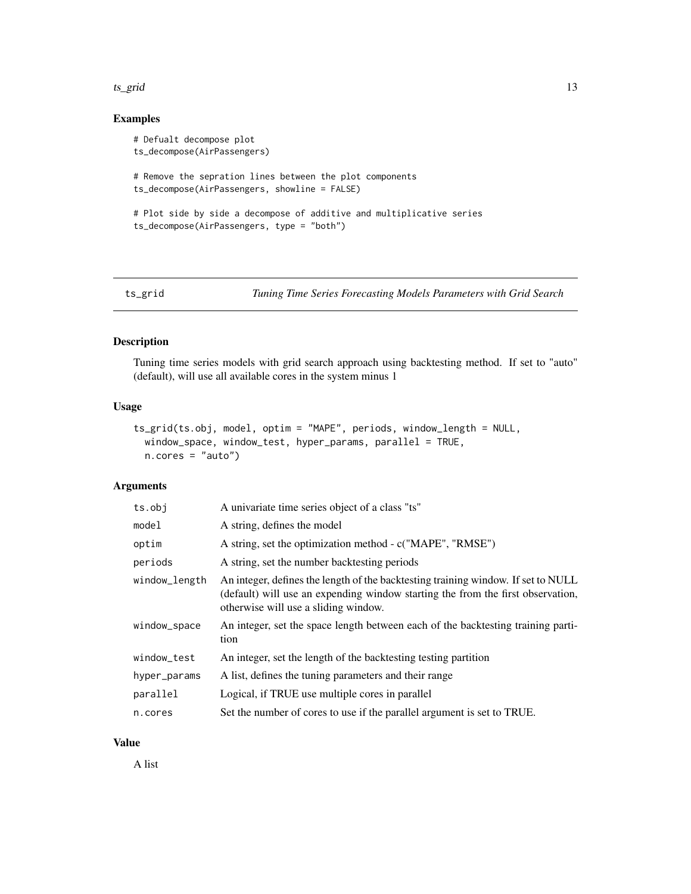## Examples

```
# Defualt decompose plot
ts_decompose(AirPassengers)

# Remove the sepration lines between the plot components
ts_decompose(AirPassengers, showline = FALSE)

# Plot side by side a decompose of additive and multiplicative series
ts_decompose(AirPassengers, type = "both")
```

---

# ts_grid — *Tuning Time Series Forecasting Models Parameters with Grid Search*

---

## Description

Tuning time series models with grid search approach using backtesting method. If set to "auto" (default), will use all available cores in the system minus 1

## Usage

```
ts_grid(ts.obj, model, optim = "MAPE", periods, window_length = NULL,
  window_space, window_test, hyper_params, parallel = TRUE,
  n.cores = "auto")
```

## Arguments

| | |
|---|---|
| `ts.obj` | A univariate time series object of a class "ts" |
| `model` | A string, defines the model |
| `optim` | A string, set the optimization method - c("MAPE", "RMSE") |
| `periods` | A string, set the number backtesting periods |
| `window_length` | An integer, defines the length of the backtesting training window. If set to NULL (default) will use an expending window starting the from the first observation, otherwise will use a sliding window. |
| `window_space` | An integer, set the space length between each of the backtesting training partition |
| `window_test` | An integer, set the length of the backtesting testing partition |
| `hyper_params` | A list, defines the tuning parameters and their range |
| `parallel` | Logical, if TRUE use multiple cores in parallel |
| `n.cores` | Set the number of cores to use if the parallel argument is set to TRUE. |

## Value

A list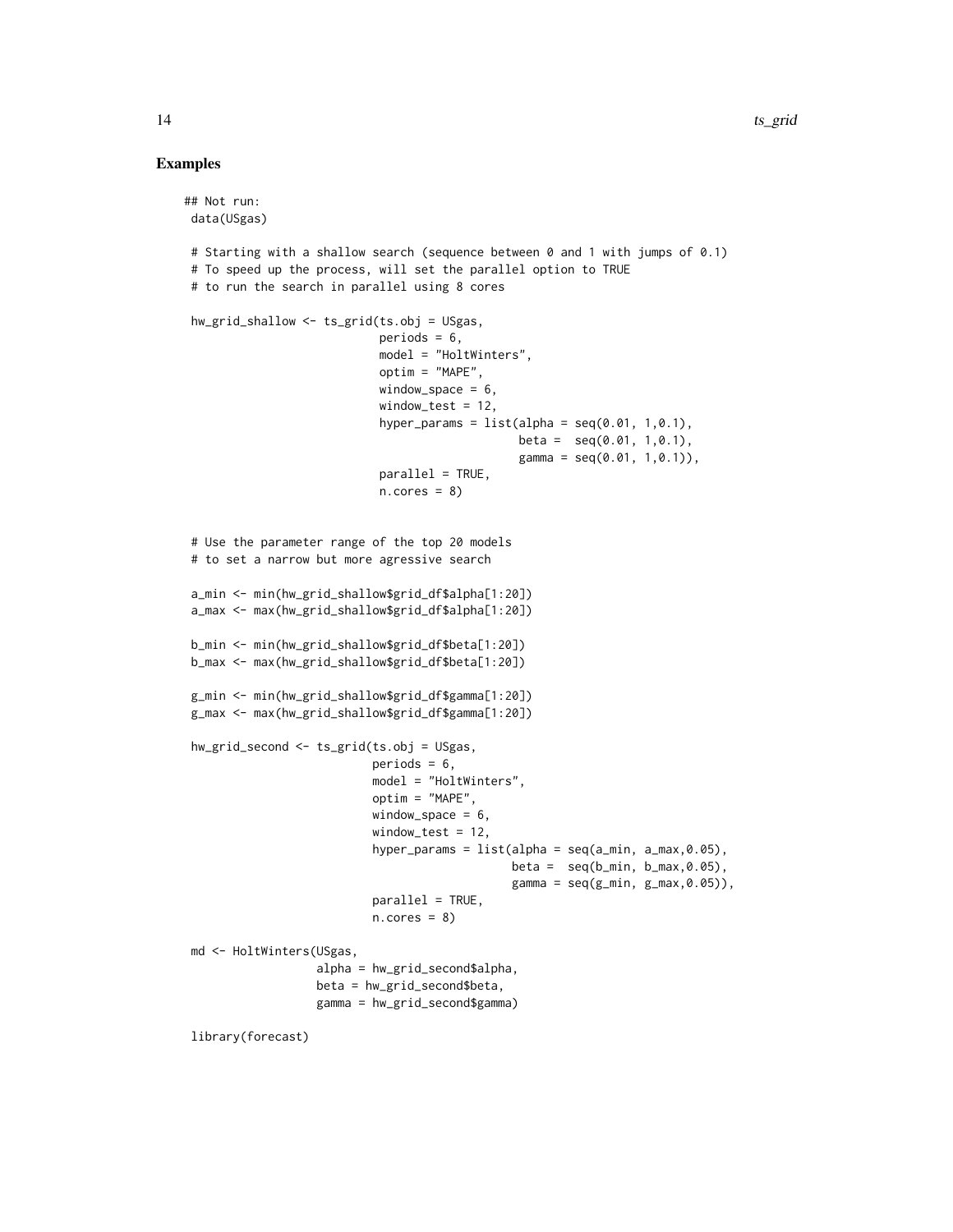### Examples

```
## Not run:
data(USgas)

# Starting with a shallow search (sequence between 0 and 1 with jumps of 0.1)
# To speed up the process, will set the parallel option to TRUE
# to run the search in parallel using 8 cores

hw_grid_shallow <- ts_grid(ts.obj = USgas,
                           periods = 6,
                           model = "HoltWinters",
                           optim = "MAPE",
                           window_space = 6,
                           window_test = 12,
                           hyper_params = list(alpha = seq(0.01, 1,0.1),
                                               beta =  seq(0.01, 1,0.1),
                                               gamma = seq(0.01, 1,0.1)),
                           parallel = TRUE,
                           n.cores = 8)


# Use the parameter range of the top 20 models
# to set a narrow but more agressive search

a_min <- min(hw_grid_shallow$grid_df$alpha[1:20])
a_max <- max(hw_grid_shallow$grid_df$alpha[1:20])

b_min <- min(hw_grid_shallow$grid_df$beta[1:20])
b_max <- max(hw_grid_shallow$grid_df$beta[1:20])

g_min <- min(hw_grid_shallow$grid_df$gamma[1:20])
g_max <- max(hw_grid_shallow$grid_df$gamma[1:20])

hw_grid_second <- ts_grid(ts.obj = USgas,
                          periods = 6,
                          model = "HoltWinters",
                          optim = "MAPE",
                          window_space = 6,
                          window_test = 12,
                          hyper_params = list(alpha = seq(a_min, a_max,0.05),
                                              beta =  seq(b_min, b_max,0.05),
                                              gamma = seq(g_min, g_max,0.05)),
                          parallel = TRUE,
                          n.cores = 8)

md <- HoltWinters(USgas,
                  alpha = hw_grid_second$alpha,
                  beta = hw_grid_second$beta,
                  gamma = hw_grid_second$gamma)

library(forecast)
```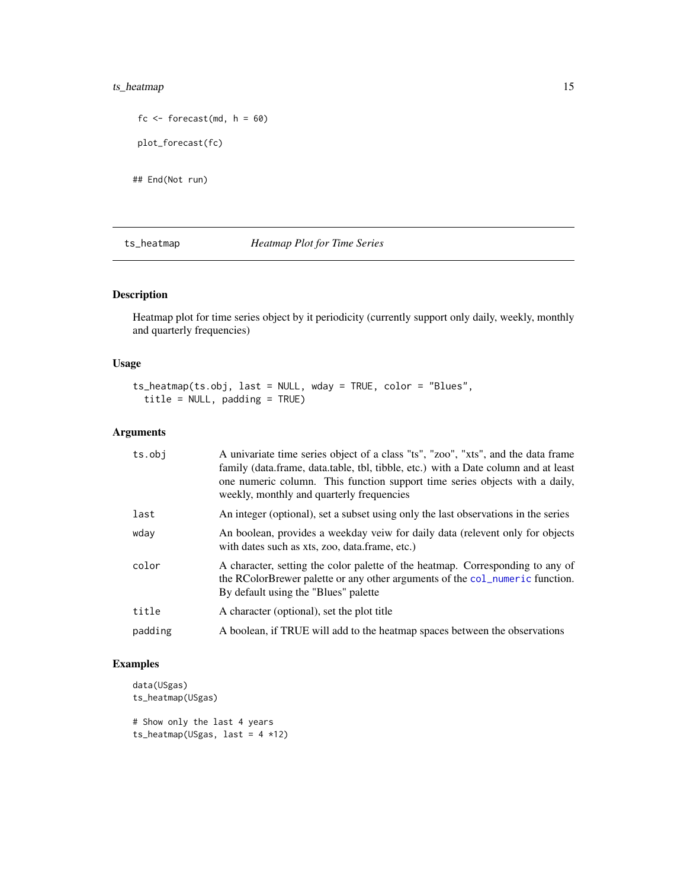```
 fc <- forecast(md, h = 60)

 plot_forecast(fc)

## End(Not run)
```

## ts_heatmap — *Heatmap Plot for Time Series*

### Description

Heatmap plot for time series object by it periodicity (currently support only daily, weekly, monthly and quarterly frequencies)

### Usage

```
ts_heatmap(ts.obj, last = NULL, wday = TRUE, color = "Blues",
  title = NULL, padding = TRUE)
```

### Arguments

| | |
|---|---|
| `ts.obj` | A univariate time series object of a class "ts", "zoo", "xts", and the data frame family (data.frame, data.table, tbl, tibble, etc.) with a Date column and at least one numeric column. This function support time series objects with a daily, weekly, monthly and quarterly frequencies |
| `last` | An integer (optional), set a subset using only the last observations in the series |
| `wday` | An boolean, provides a weekday veiw for daily data (relevent only for objects with dates such as xts, zoo, data.frame, etc.) |
| `color` | A character, setting the color palette of the heatmap. Corresponding to any of the RColorBrewer palette or any other arguments of the `col_numeric` function. By default using the "Blues" palette |
| `title` | A character (optional), set the plot title |
| `padding` | A boolean, if TRUE will add to the heatmap spaces between the observations |

### Examples

```
data(USgas)
ts_heatmap(USgas)

# Show only the last 4 years
ts_heatmap(USgas, last = 4 *12)
```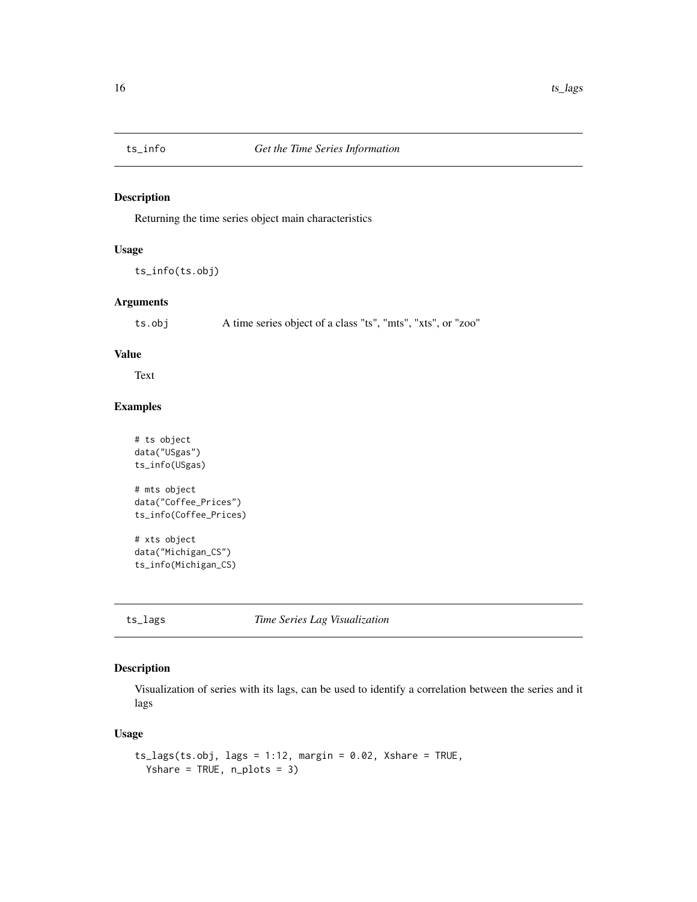## ts_info — *Get the Time Series Information*

### Description

Returning the time series object main characteristics

### Usage

```
ts_info(ts.obj)
```

### Arguments

| | |
|---|---|
| ts.obj | A time series object of a class "ts", "mts", "xts", or "zoo" |

### Value

Text

### Examples

```
# ts object
data("USgas")
ts_info(USgas)

# mts object
data("Coffee_Prices")
ts_info(Coffee_Prices)

# xts object
data("Michigan_CS")
ts_info(Michigan_CS)
```

## ts_lags — *Time Series Lag Visualization*

### Description

Visualization of series with its lags, can be used to identify a correlation between the series and it lags

### Usage

```
ts_lags(ts.obj, lags = 1:12, margin = 0.02, Xshare = TRUE,
  Yshare = TRUE, n_plots = 3)
```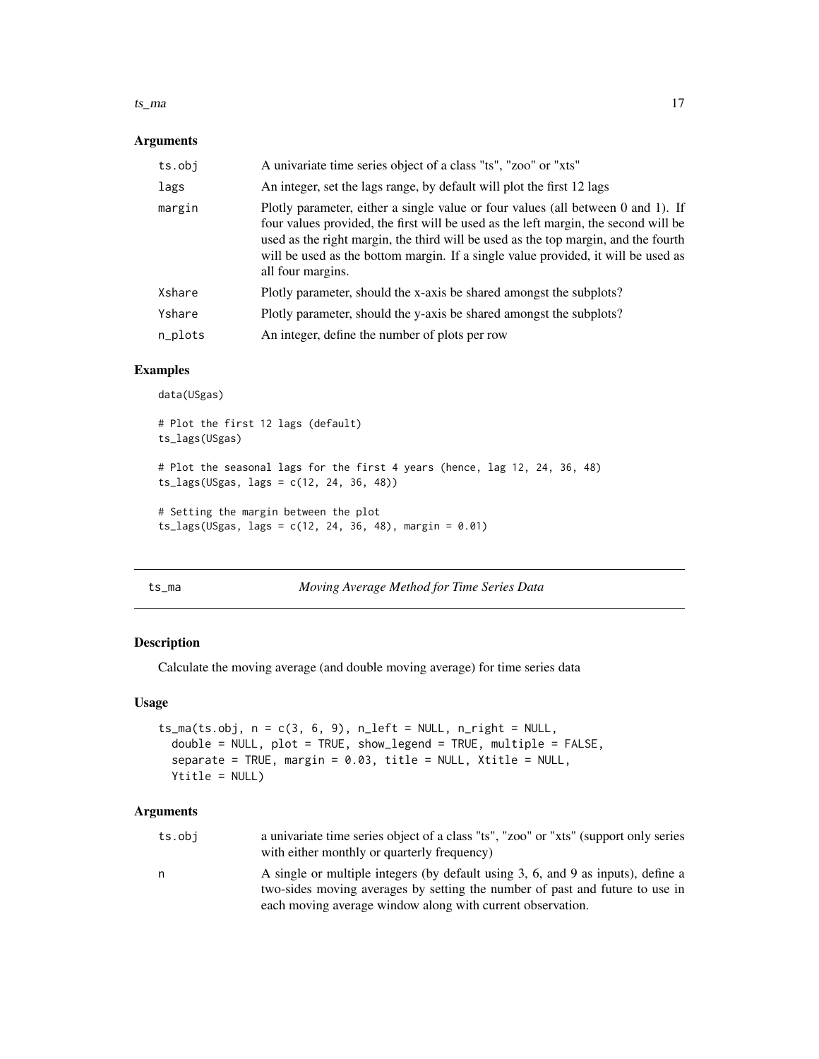## Arguments

| | |
|---|---|
| `ts.obj` | A univariate time series object of a class "ts", "zoo" or "xts" |
| `lags` | An integer, set the lags range, by default will plot the first 12 lags |
| `margin` | Plotly parameter, either a single value or four values (all between 0 and 1). If four values provided, the first will be used as the left margin, the second will be used as the right margin, the third will be used as the top margin, and the fourth will be used as the bottom margin. If a single value provided, it will be used as all four margins. |
| `Xshare` | Plotly parameter, should the x-axis be shared amongst the subplots? |
| `Yshare` | Plotly parameter, should the y-axis be shared amongst the subplots? |
| `n_plots` | An integer, define the number of plots per row |

## Examples

```
data(USgas)

# Plot the first 12 lags (default)
ts_lags(USgas)

# Plot the seasonal lags for the first 4 years (hence, lag 12, 24, 36, 48)
ts_lags(USgas, lags = c(12, 24, 36, 48))

# Setting the margin between the plot
ts_lags(USgas, lags = c(12, 24, 36, 48), margin = 0.01)
```

---

# ts_ma — *Moving Average Method for Time Series Data*

## Description

Calculate the moving average (and double moving average) for time series data

## Usage

```
ts_ma(ts.obj, n = c(3, 6, 9), n_left = NULL, n_right = NULL,
  double = NULL, plot = TRUE, show_legend = TRUE, multiple = FALSE,
  separate = TRUE, margin = 0.03, title = NULL, Xtitle = NULL,
  Ytitle = NULL)
```

## Arguments

| | |
|---|---|
| `ts.obj` | a univariate time series object of a class "ts", "zoo" or "xts" (support only series with either monthly or quarterly frequency) |
| `n` | A single or multiple integers (by default using 3, 6, and 9 as inputs), define a two-sides moving averages by setting the number of past and future to use in each moving average window along with current observation. |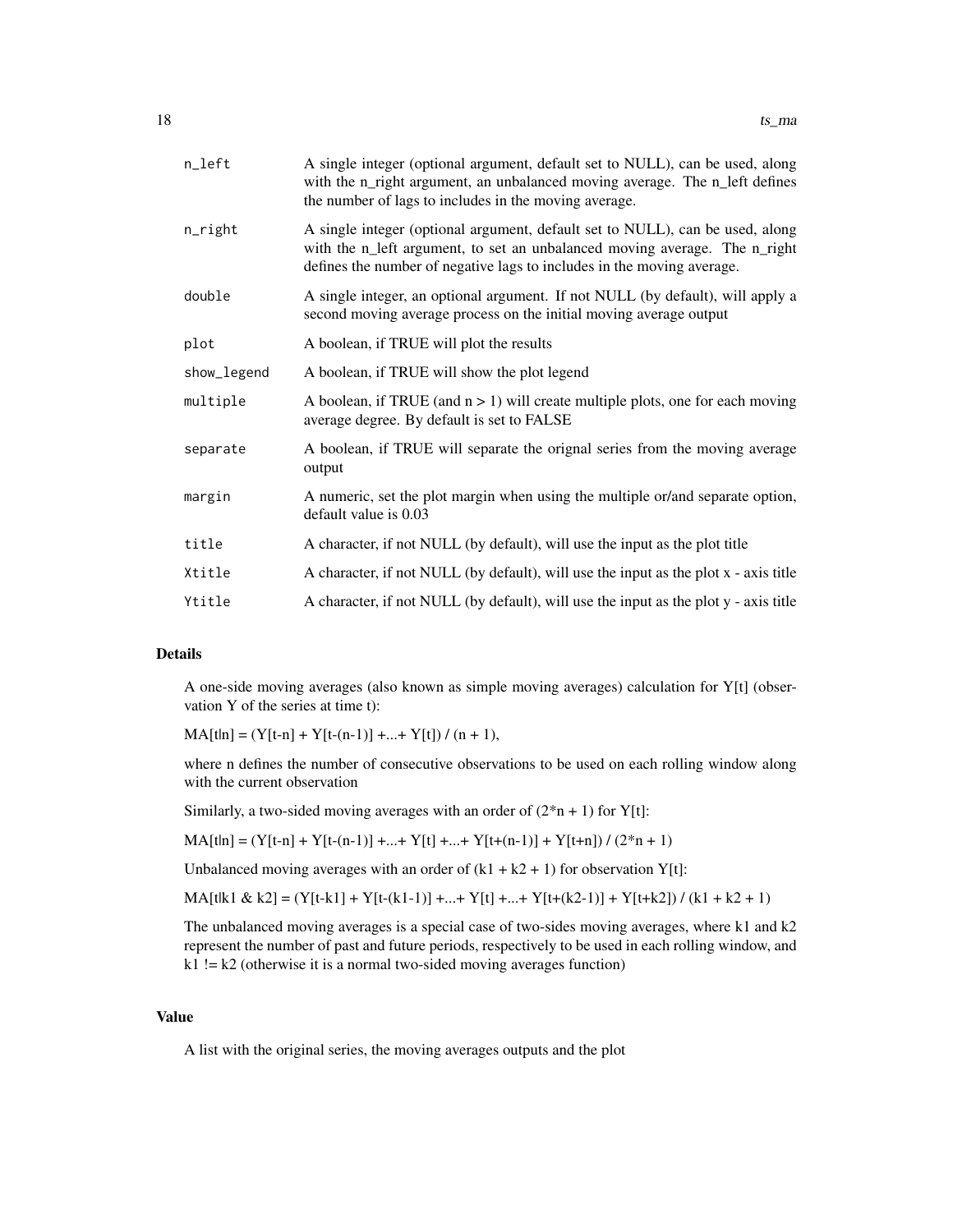| | |
|---|---|
| n_left | A single integer (optional argument, default set to NULL), can be used, along with the n_right argument, an unbalanced moving average. The n_left defines the number of lags to includes in the moving average. |
| n_right | A single integer (optional argument, default set to NULL), can be used, along with the n_left argument, to set an unbalanced moving average. The n_right defines the number of negative lags to includes in the moving average. |
| double | A single integer, an optional argument. If not NULL (by default), will apply a second moving average process on the initial moving average output |
| plot | A boolean, if TRUE will plot the results |
| show_legend | A boolean, if TRUE will show the plot legend |
| multiple | A boolean, if TRUE (and n > 1) will create multiple plots, one for each moving average degree. By default is set to FALSE |
| separate | A boolean, if TRUE will separate the orignal series from the moving average output |
| margin | A numeric, set the plot margin when using the multiple or/and separate option, default value is 0.03 |
| title | A character, if not NULL (by default), will use the input as the plot title |
| Xtitle | A character, if not NULL (by default), will use the input as the plot x - axis title |
| Ytitle | A character, if not NULL (by default), will use the input as the plot y - axis title |

## Details

A one-side moving averages (also known as simple moving averages) calculation for Y[t] (observation Y of the series at time t):

MA[t|n] = (Y[t-n] + Y[t-(n-1)] +...+ Y[t]) / (n + 1),

where n defines the number of consecutive observations to be used on each rolling window along with the current observation

Similarly, a two-sided moving averages with an order of (2*n + 1) for Y[t]:

MA[t|n] = (Y[t-n] + Y[t-(n-1)] +...+ Y[t] +...+ Y[t+(n-1)] + Y[t+n]) / (2*n + 1)

Unbalanced moving averages with an order of (k1 + k2 + 1) for observation Y[t]:

MA[t|k1 & k2] = (Y[t-k1] + Y[t-(k1-1)] +...+ Y[t] +...+ Y[t+(k2-1)] + Y[t+k2]) / (k1 + k2 + 1)

The unbalanced moving averages is a special case of two-sides moving averages, where k1 and k2 represent the number of past and future periods, respectively to be used in each rolling window, and k1 != k2 (otherwise it is a normal two-sided moving averages function)

## Value

A list with the original series, the moving averages outputs and the plot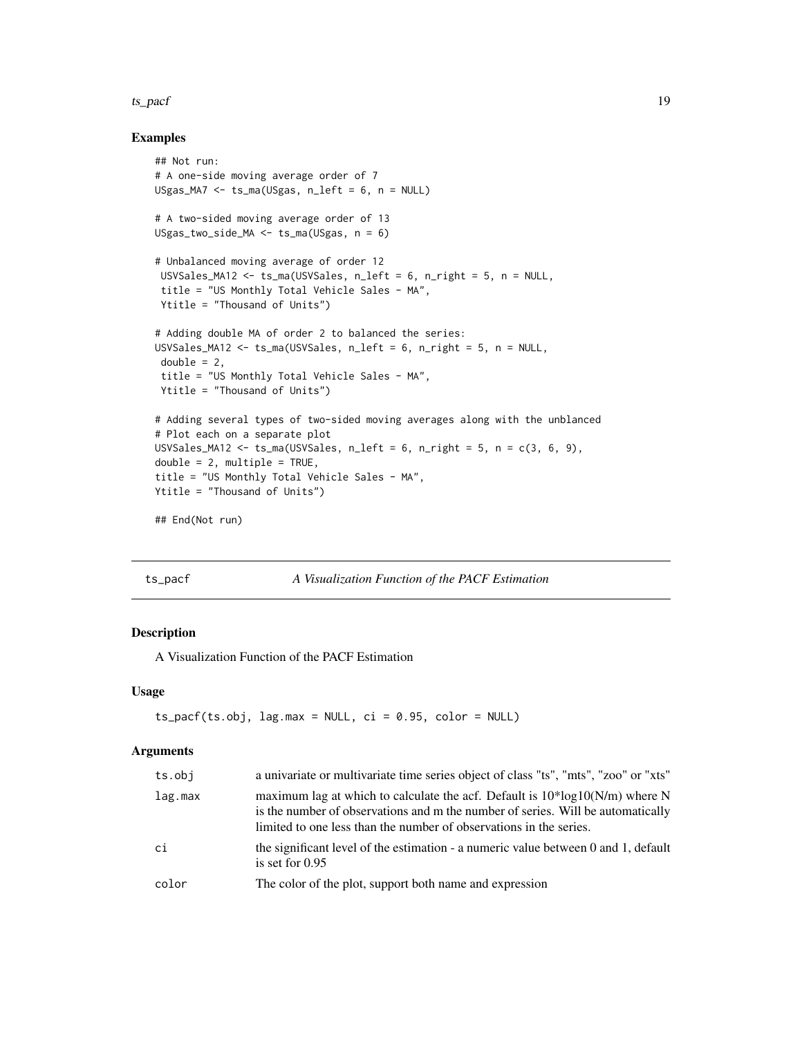### Examples

```
## Not run:
# A one-side moving average order of 7
USgas_MA7 <- ts_ma(USgas, n_left = 6, n = NULL)

# A two-sided moving average order of 13
USgas_two_side_MA <- ts_ma(USgas, n = 6)

# Unbalanced moving average of order 12
 USVSales_MA12 <- ts_ma(USVSales, n_left = 6, n_right = 5, n = NULL,
 title = "US Monthly Total Vehicle Sales - MA",
 Ytitle = "Thousand of Units")

# Adding double MA of order 2 to balanced the series:
USVSales_MA12 <- ts_ma(USVSales, n_left = 6, n_right = 5, n = NULL,
 double = 2,
 title = "US Monthly Total Vehicle Sales - MA",
 Ytitle = "Thousand of Units")

# Adding several types of two-sided moving averages along with the unblanced
# Plot each on a separate plot
USVSales_MA12 <- ts_ma(USVSales, n_left = 6, n_right = 5, n = c(3, 6, 9),
double = 2, multiple = TRUE,
title = "US Monthly Total Vehicle Sales - MA",
Ytitle = "Thousand of Units")

## End(Not run)
```

---

## ts_pacf — *A Visualization Function of the PACF Estimation*

### Description

A Visualization Function of the PACF Estimation

### Usage

```
ts_pacf(ts.obj, lag.max = NULL, ci = 0.95, color = NULL)
```

### Arguments

| Argument | Description |
|---|---|
| ts.obj | a univariate or multivariate time series object of class "ts", "mts", "zoo" or "xts" |
| lag.max | maximum lag at which to calculate the acf. Default is 10*log10(N/m) where N is the number of observations and m the number of series. Will be automatically limited to one less than the number of observations in the series. |
| ci | the significant level of the estimation - a numeric value between 0 and 1, default is set for 0.95 |
| color | The color of the plot, support both name and expression |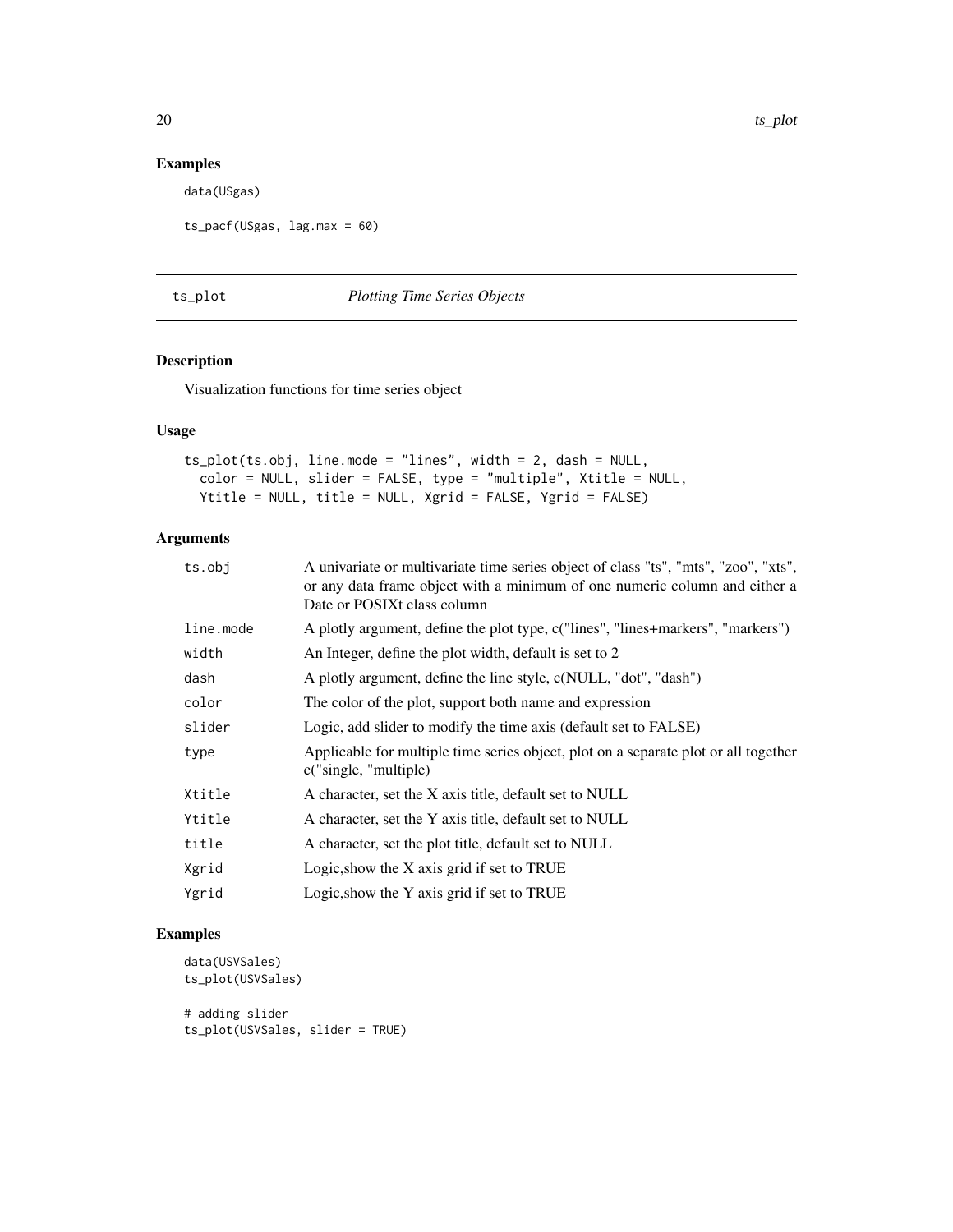## Examples

```
data(USgas)

ts_pacf(USgas, lag.max = 60)
```

---

# ts_plot *Plotting Time Series Objects*

---

## Description

Visualization functions for time series object

## Usage

```
ts_plot(ts.obj, line.mode = "lines", width = 2, dash = NULL,
  color = NULL, slider = FALSE, type = "multiple", Xtitle = NULL,
  Ytitle = NULL, title = NULL, Xgrid = FALSE, Ygrid = FALSE)
```

## Arguments

| | |
|---|---|
| ts.obj | A univariate or multivariate time series object of class "ts", "mts", "zoo", "xts", or any data frame object with a minimum of one numeric column and either a Date or POSIXt class column |
| line.mode | A plotly argument, define the plot type, c("lines", "lines+markers", "markers") |
| width | An Integer, define the plot width, default is set to 2 |
| dash | A plotly argument, define the line style, c(NULL, "dot", "dash") |
| color | The color of the plot, support both name and expression |
| slider | Logic, add slider to modify the time axis (default set to FALSE) |
| type | Applicable for multiple time series object, plot on a separate plot or all together c("single, "multiple) |
| Xtitle | A character, set the X axis title, default set to NULL |
| Ytitle | A character, set the Y axis title, default set to NULL |
| title | A character, set the plot title, default set to NULL |
| Xgrid | Logic,show the X axis grid if set to TRUE |
| Ygrid | Logic,show the Y axis grid if set to TRUE |

## Examples

```
data(USVSales)
ts_plot(USVSales)

# adding slider
ts_plot(USVSales, slider = TRUE)
```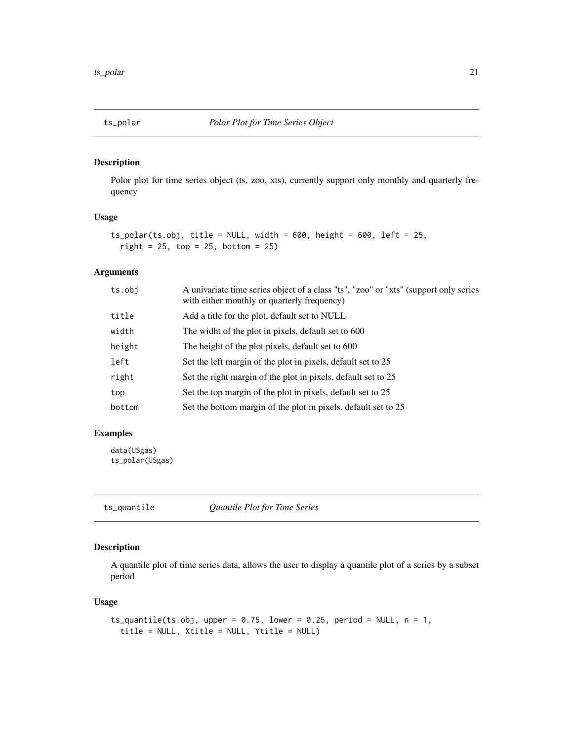## ts_polar *Polor Plot for Time Series Object*

### Description

Polor plot for time series object (ts, zoo, xts), currently support only monthly and quarterly frequency

### Usage

```
ts_polar(ts.obj, title = NULL, width = 600, height = 600, left = 25,
  right = 25, top = 25, bottom = 25)
```

### Arguments

| | |
|---|---|
| ts.obj | A univariate time series object of a class "ts", "zoo" or "xts" (support only series with either monthly or quarterly frequency) |
| title | Add a title for the plot, default set to NULL |
| width | The widht of the plot in pixels, default set to 600 |
| height | The height of the plot pixels, default set to 600 |
| left | Set the left margin of the plot in pixels, default set to 25 |
| right | Set the right margin of the plot in pixels, default set to 25 |
| top | Set the top margin of the plot in pixels, default set to 25 |
| bottom | Set the bottom margin of the plot in pixels, default set to 25 |

### Examples

```
data(USgas)
ts_polar(USgas)
```

## ts_quantile *Quantile Plot for Time Series*

### Description

A quantile plot of time series data, allows the user to display a quantile plot of a series by a subset period

### Usage

```
ts_quantile(ts.obj, upper = 0.75, lower = 0.25, period = NULL, n = 1,
  title = NULL, Xtitle = NULL, Ytitle = NULL)
```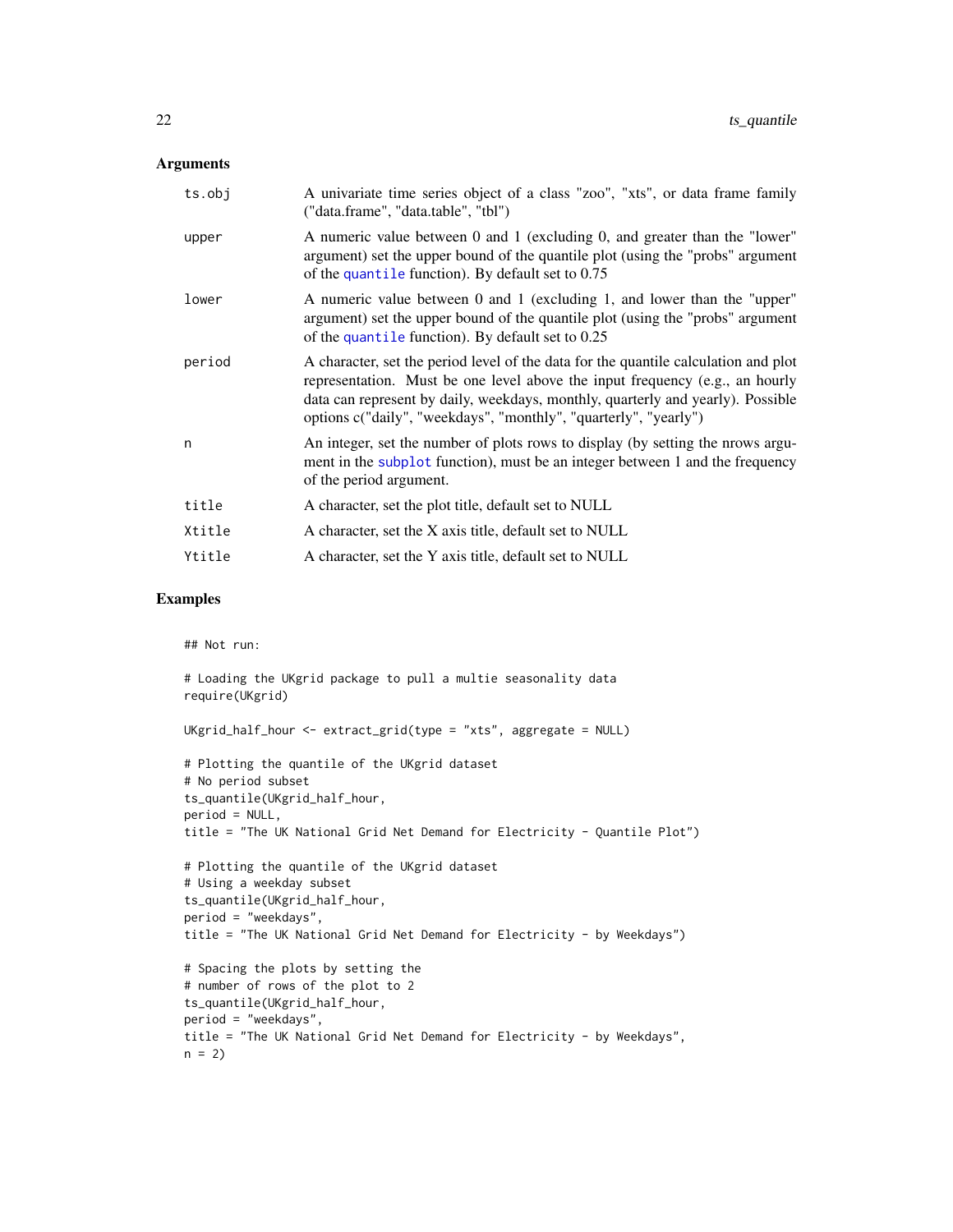## Arguments

| | |
|---|---|
| ts.obj | A univariate time series object of a class "zoo", "xts", or data frame family ("data.frame", "data.table", "tbl") |
| upper | A numeric value between 0 and 1 (excluding 0, and greater than the "lower" argument) set the upper bound of the quantile plot (using the "probs" argument of the quantile function). By default set to 0.75 |
| lower | A numeric value between 0 and 1 (excluding 1, and lower than the "upper" argument) set the upper bound of the quantile plot (using the "probs" argument of the quantile function). By default set to 0.25 |
| period | A character, set the period level of the data for the quantile calculation and plot representation. Must be one level above the input frequency (e.g., an hourly data can represent by daily, weekdays, monthly, quarterly and yearly). Possible options c("daily", "weekdays", "monthly", "quarterly", "yearly") |
| n | An integer, set the number of plots rows to display (by setting the nrows argument in the subplot function), must be an integer between 1 and the frequency of the period argument. |
| title | A character, set the plot title, default set to NULL |
| Xtitle | A character, set the X axis title, default set to NULL |
| Ytitle | A character, set the Y axis title, default set to NULL |

## Examples

```
## Not run:

# Loading the UKgrid package to pull a multie seasonality data
require(UKgrid)

UKgrid_half_hour <- extract_grid(type = "xts", aggregate = NULL)

# Plotting the quantile of the UKgrid dataset
# No period subset
ts_quantile(UKgrid_half_hour,
period = NULL,
title = "The UK National Grid Net Demand for Electricity - Quantile Plot")

# Plotting the quantile of the UKgrid dataset
# Using a weekday subset
ts_quantile(UKgrid_half_hour,
period = "weekdays",
title = "The UK National Grid Net Demand for Electricity - by Weekdays")

# Spacing the plots by setting the
# number of rows of the plot to 2
ts_quantile(UKgrid_half_hour,
period = "weekdays",
title = "The UK National Grid Net Demand for Electricity - by Weekdays",
n = 2)
```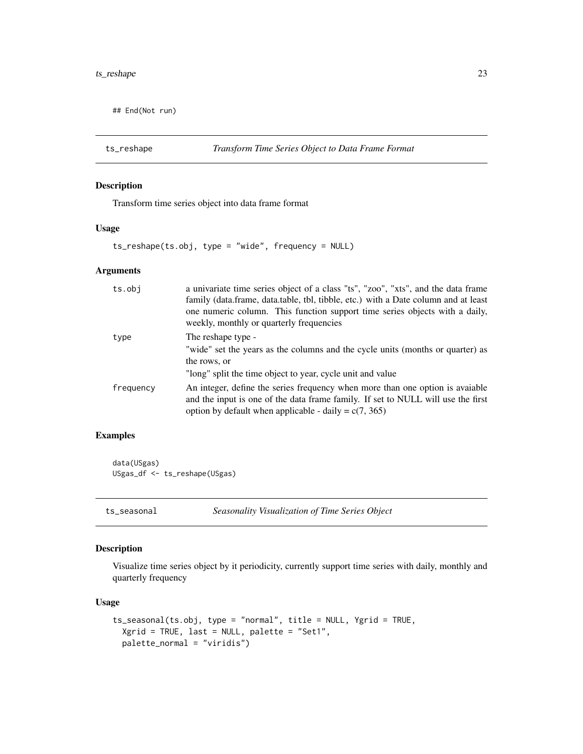```
## End(Not run)
```

## ts_reshape — *Transform Time Series Object to Data Frame Format*

### Description

Transform time series object into data frame format

### Usage

```
ts_reshape(ts.obj, type = "wide", frequency = NULL)
```

### Arguments

| | |
|---|---|
| ts.obj | a univariate time series object of a class "ts", "zoo", "xts", and the data frame family (data.frame, data.table, tbl, tibble, etc.) with a Date column and at least one numeric column. This function support time series objects with a daily, weekly, monthly or quarterly frequencies |
| type | The reshape type - <br>"wide" set the years as the columns and the cycle units (months or quarter) as the rows, or <br>"long" split the time object to year, cycle unit and value |
| frequency | An integer, define the series frequency when more than one option is avaiable and the input is one of the data frame family. If set to NULL will use the first option by default when applicable - daily = c(7, 365) |

### Examples

```
data(USgas)
USgas_df <- ts_reshape(USgas)
```

## ts_seasonal — *Seasonality Visualization of Time Series Object*

### Description

Visualize time series object by it periodicity, currently support time series with daily, monthly and quarterly frequency

### Usage

```
ts_seasonal(ts.obj, type = "normal", title = NULL, Ygrid = TRUE,
  Xgrid = TRUE, last = NULL, palette = "Set1",
  palette_normal = "viridis")
```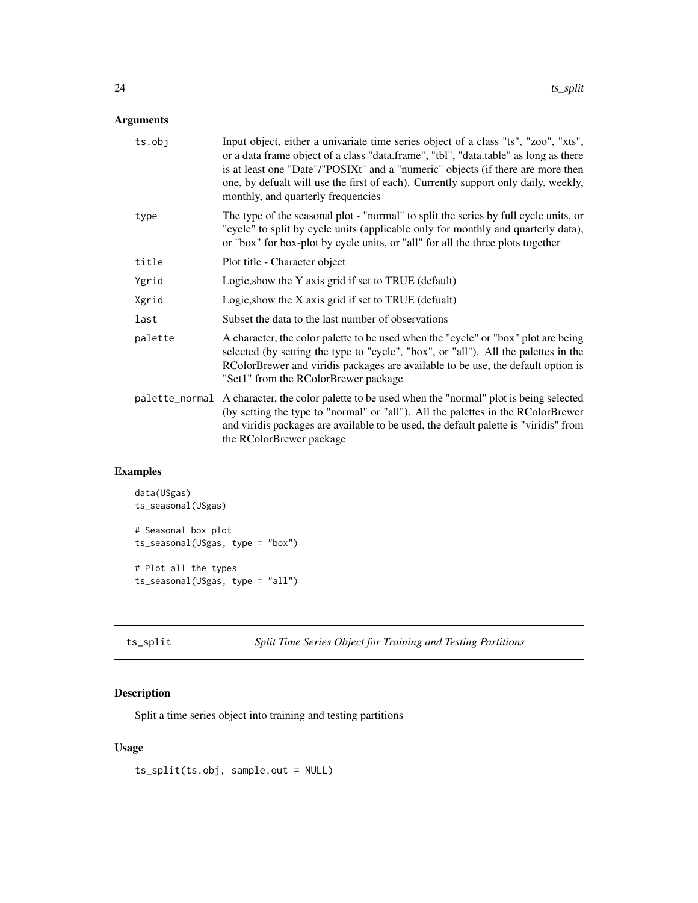## Arguments

| | |
|---|---|
| ts.obj | Input object, either a univariate time series object of a class "ts", "zoo", "xts", or a data frame object of a class "data.frame", "tbl", "data.table" as long as there is at least one "Date"/"POSIXt" and a "numeric" objects (if there are more then one, by defualt will use the first of each). Currently support only daily, weekly, monthly, and quarterly frequencies |
| type | The type of the seasonal plot - "normal" to split the series by full cycle units, or "cycle" to split by cycle units (applicable only for monthly and quarterly data), or "box" for box-plot by cycle units, or "all" for all the three plots together |
| title | Plot title - Character object |
| Ygrid | Logic,show the Y axis grid if set to TRUE (default) |
| Xgrid | Logic,show the X axis grid if set to TRUE (defualt) |
| last | Subset the data to the last number of observations |
| palette | A character, the color palette to be used when the "cycle" or "box" plot are being selected (by setting the type to "cycle", "box", or "all"). All the palettes in the RColorBrewer and viridis packages are available to be use, the default option is "Set1" from the RColorBrewer package |
| palette_normal | A character, the color palette to be used when the "normal" plot is being selected (by setting the type to "normal" or "all"). All the palettes in the RColorBrewer and viridis packages are available to be used, the default palette is "viridis" from the RColorBrewer package |

## Examples

```
data(USgas)
ts_seasonal(USgas)

# Seasonal box plot
ts_seasonal(USgas, type = "box")

# Plot all the types
ts_seasonal(USgas, type = "all")
```

---

# ts_split — *Split Time Series Object for Training and Testing Partitions*

## Description

Split a time series object into training and testing partitions

## Usage

```
ts_split(ts.obj, sample.out = NULL)
```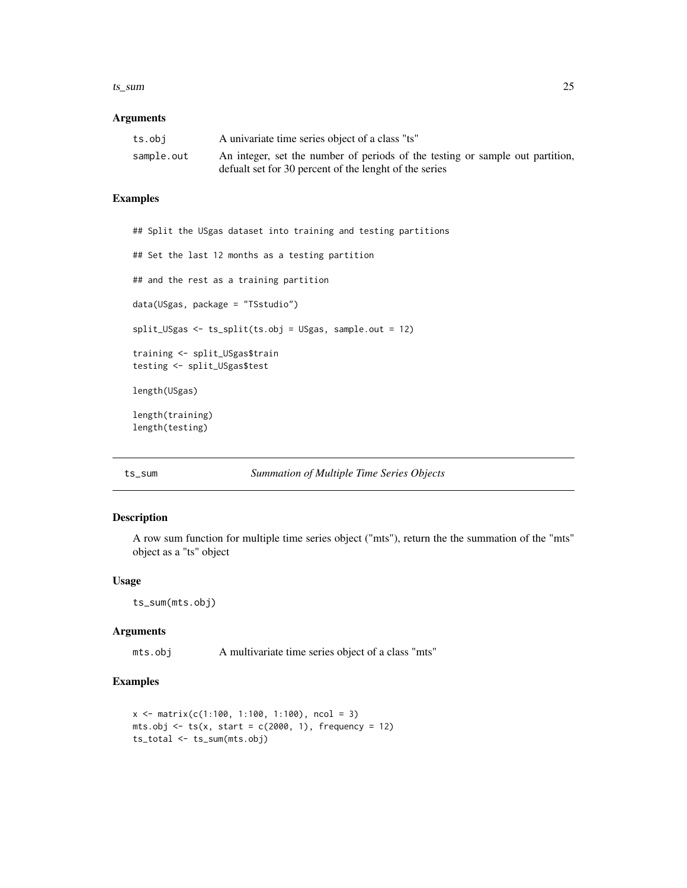### Arguments

| | |
|---|---|
| ts.obj | A univariate time series object of a class "ts" |
| sample.out | An integer, set the number of periods of the testing or sample out partition, defualt set for 30 percent of the lenght of the series |

### Examples

```
## Split the USgas dataset into training and testing partitions

## Set the last 12 months as a testing partition

## and the rest as a training partition

data(USgas, package = "TSstudio")

split_USgas <- ts_split(ts.obj = USgas, sample.out = 12)

training <- split_USgas$train
testing <- split_USgas$test

length(USgas)

length(training)
length(testing)
```

---

## ts_sum — *Summation of Multiple Time Series Objects*

### Description

A row sum function for multiple time series object ("mts"), return the the summation of the "mts" object as a "ts" object

### Usage

```
ts_sum(mts.obj)
```

### Arguments

| | |
|---|---|
| mts.obj | A multivariate time series object of a class "mts" |

### Examples

```
x <- matrix(c(1:100, 1:100, 1:100), ncol = 3)
mts.obj <- ts(x, start = c(2000, 1), frequency = 12)
ts_total <- ts_sum(mts.obj)
```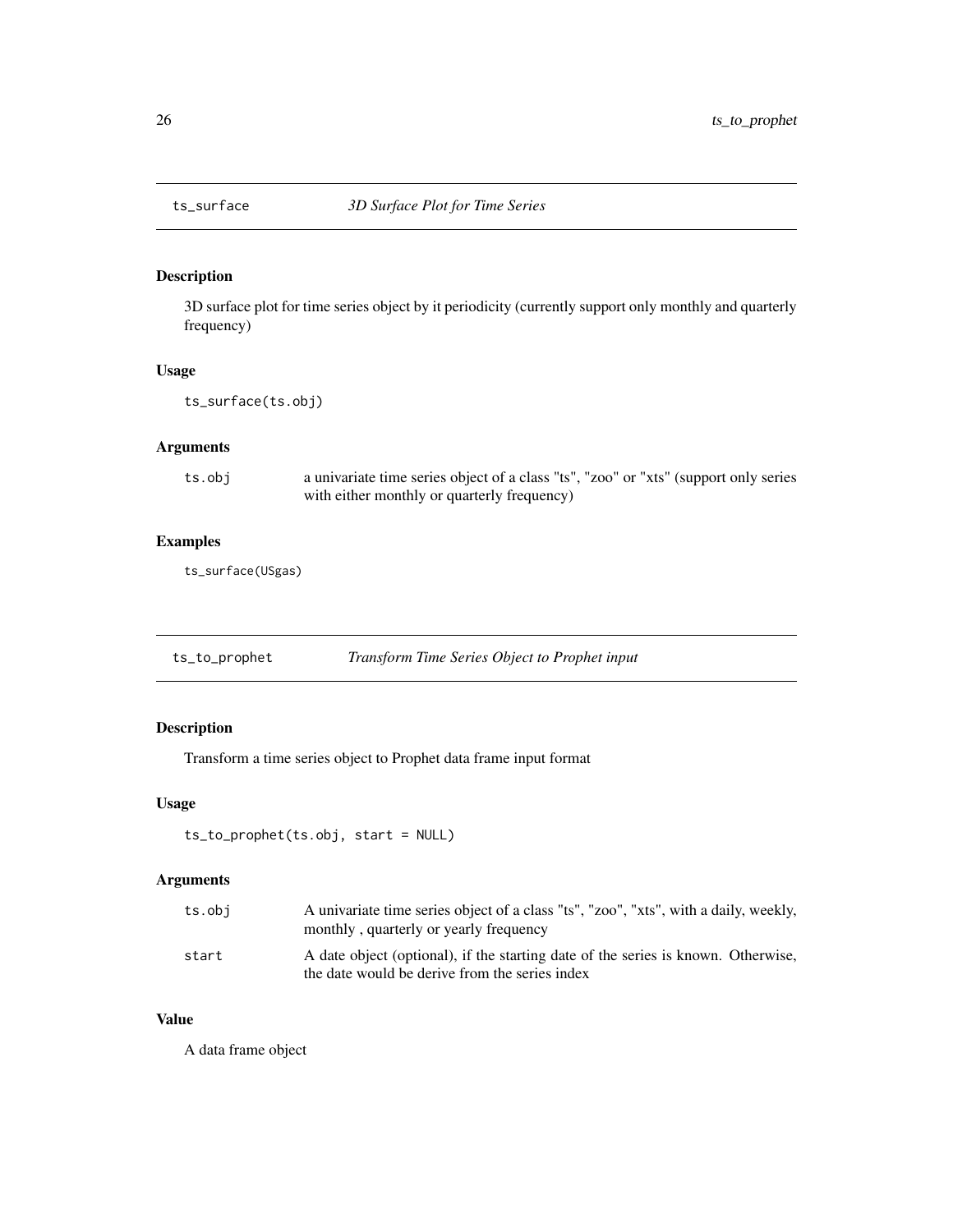## ts_surface *3D Surface Plot for Time Series*

### Description

3D surface plot for time series object by it periodicity (currently support only monthly and quarterly frequency)

### Usage

```
ts_surface(ts.obj)
```

### Arguments

| | |
|---|---|
| ts.obj | a univariate time series object of a class "ts", "zoo" or "xts" (support only series with either monthly or quarterly frequency) |

### Examples

```
ts_surface(USgas)
```

## ts_to_prophet *Transform Time Series Object to Prophet input*

### Description

Transform a time series object to Prophet data frame input format

### Usage

```
ts_to_prophet(ts.obj, start = NULL)
```

### Arguments

| | |
|---|---|
| ts.obj | A univariate time series object of a class "ts", "zoo", "xts", with a daily, weekly, monthly , quarterly or yearly frequency |
| start | A date object (optional), if the starting date of the series is known. Otherwise, the date would be derive from the series index |

### Value

A data frame object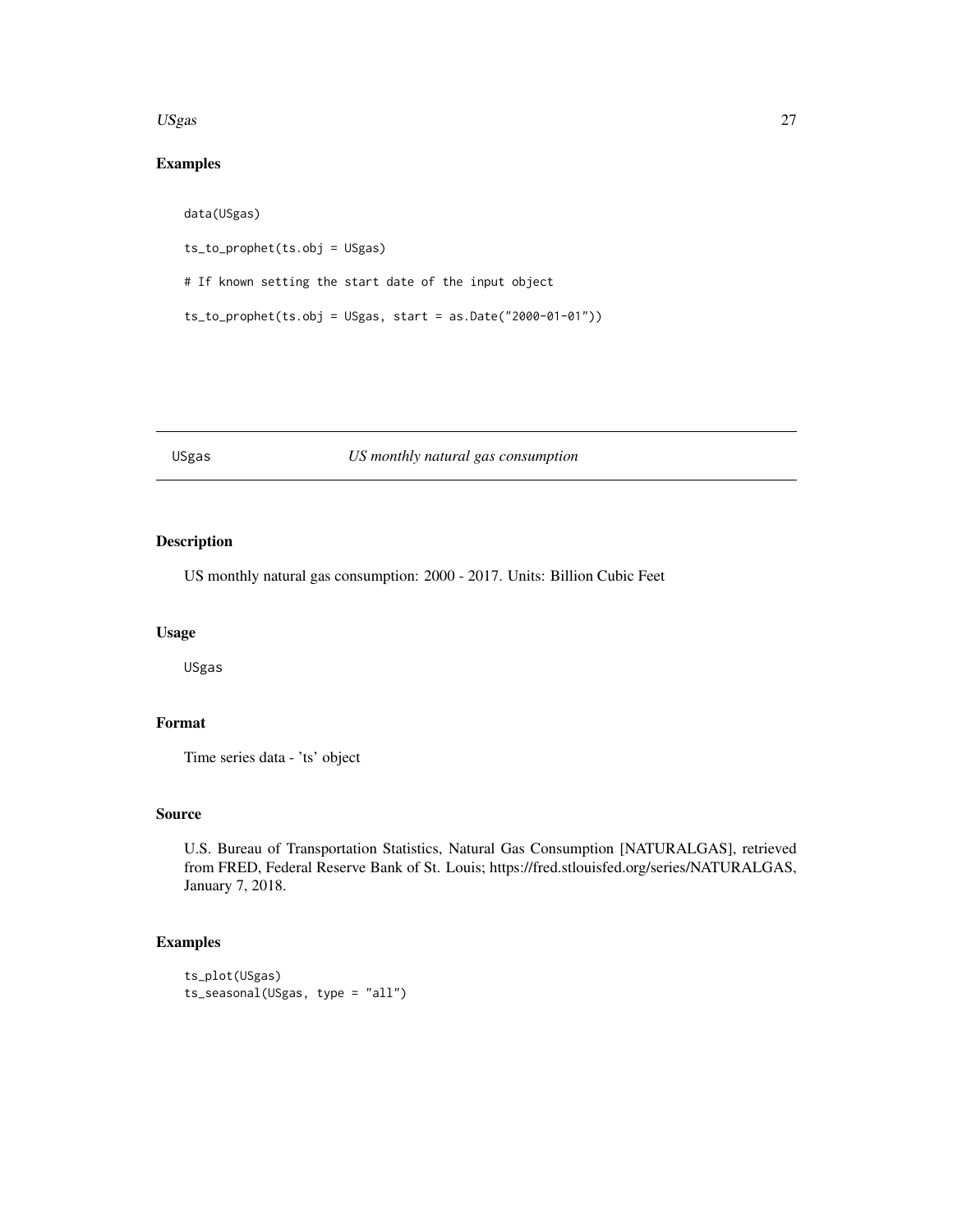## Examples

```
data(USgas)

ts_to_prophet(ts.obj = USgas)

# If known setting the start date of the input object

ts_to_prophet(ts.obj = USgas, start = as.Date("2000-01-01"))
```

---

# USgas *US monthly natural gas consumption*

---

## Description

US monthly natural gas consumption: 2000 - 2017. Units: Billion Cubic Feet

## Usage

```
USgas
```

## Format

Time series data - 'ts' object

## Source

U.S. Bureau of Transportation Statistics, Natural Gas Consumption [NATURALGAS], retrieved from FRED, Federal Reserve Bank of St. Louis; https://fred.stlouisfed.org/series/NATURALGAS, January 7, 2018.

## Examples

```
ts_plot(USgas)
ts_seasonal(USgas, type = "all")
```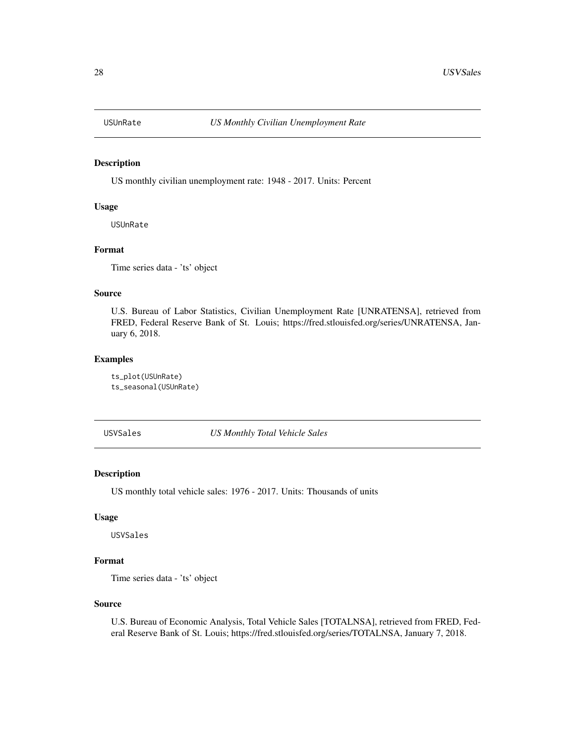## USUnRate — *US Monthly Civilian Unemployment Rate*

### Description

US monthly civilian unemployment rate: 1948 - 2017. Units: Percent

### Usage

```
USUnRate
```

### Format

Time series data - 'ts' object

### Source

U.S. Bureau of Labor Statistics, Civilian Unemployment Rate [UNRATENSA], retrieved from FRED, Federal Reserve Bank of St. Louis; https://fred.stlouisfed.org/series/UNRATENSA, January 6, 2018.

### Examples

```
ts_plot(USUnRate)
ts_seasonal(USUnRate)
```

## USVSales — *US Monthly Total Vehicle Sales*

### Description

US monthly total vehicle sales: 1976 - 2017. Units: Thousands of units

### Usage

```
USVSales
```

### Format

Time series data - 'ts' object

### Source

U.S. Bureau of Economic Analysis, Total Vehicle Sales [TOTALNSA], retrieved from FRED, Federal Reserve Bank of St. Louis; https://fred.stlouisfed.org/series/TOTALNSA, January 7, 2018.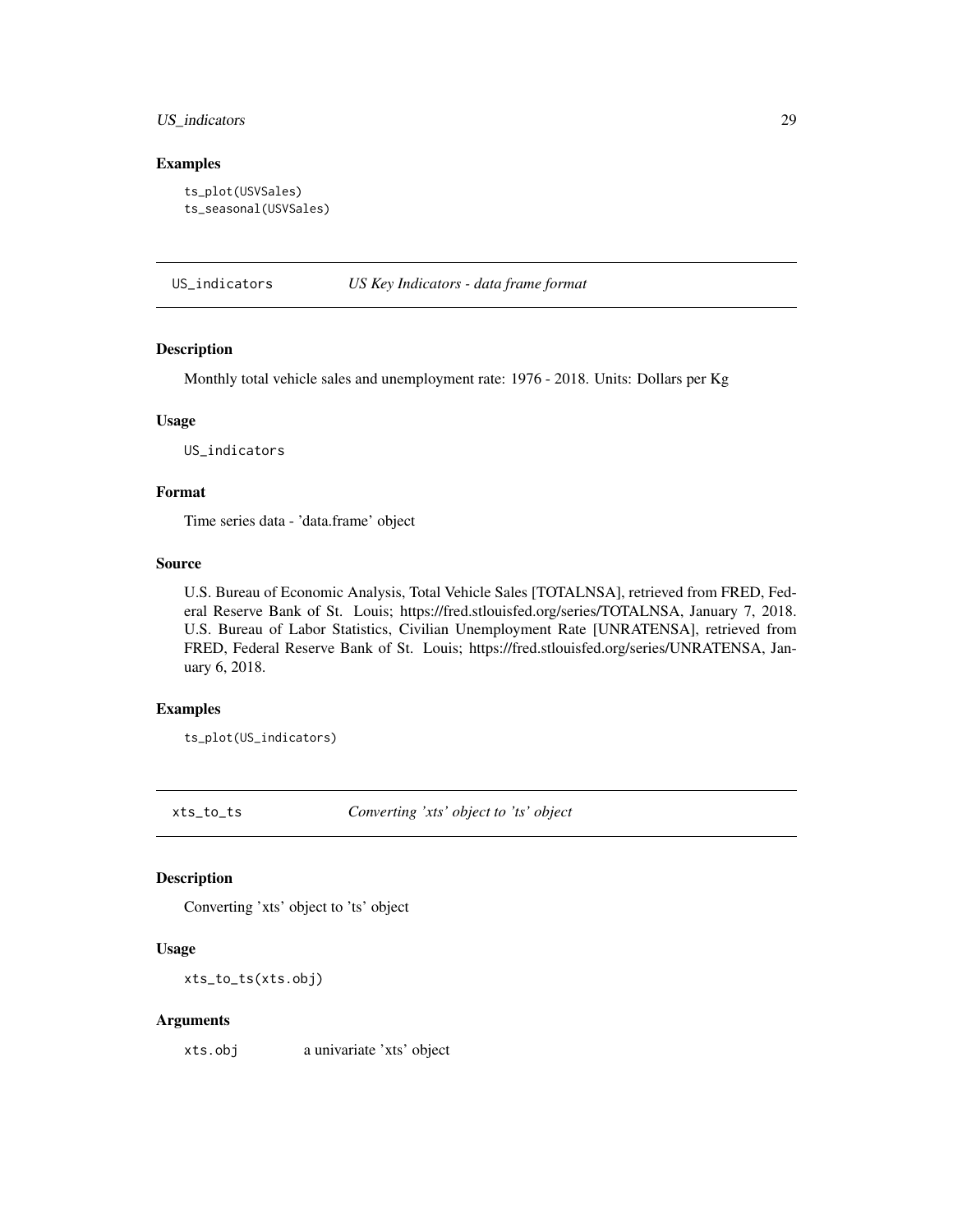### Examples

```
ts_plot(USVSales)
ts_seasonal(USVSales)
```

## US_indicators *US Key Indicators - data frame format*

### Description

Monthly total vehicle sales and unemployment rate: 1976 - 2018. Units: Dollars per Kg

### Usage

```
US_indicators
```

### Format

Time series data - 'data.frame' object

### Source

U.S. Bureau of Economic Analysis, Total Vehicle Sales [TOTALNSA], retrieved from FRED, Federal Reserve Bank of St. Louis; https://fred.stlouisfed.org/series/TOTALNSA, January 7, 2018. U.S. Bureau of Labor Statistics, Civilian Unemployment Rate [UNRATENSA], retrieved from FRED, Federal Reserve Bank of St. Louis; https://fred.stlouisfed.org/series/UNRATENSA, January 6, 2018.

### Examples

```
ts_plot(US_indicators)
```

## xts_to_ts *Converting 'xts' object to 'ts' object*

### Description

Converting 'xts' object to 'ts' object

### Usage

```
xts_to_ts(xts.obj)
```

### Arguments

| | |
|---|---|
| xts.obj | a univariate 'xts' object |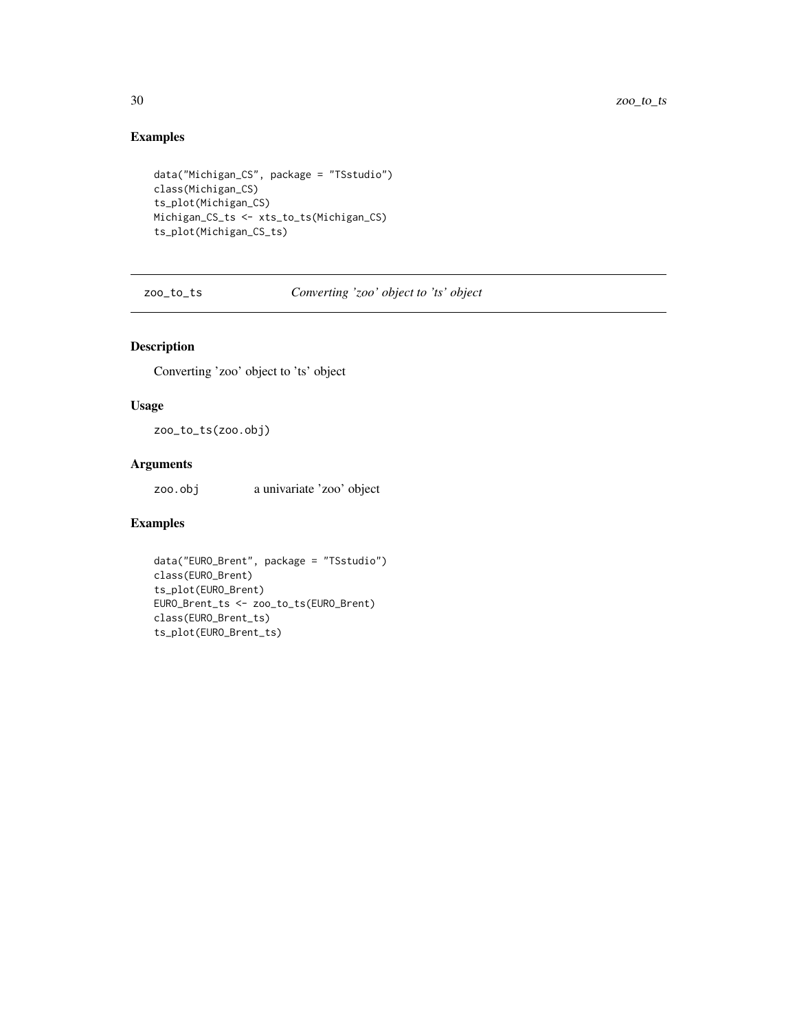## Examples

```
data("Michigan_CS", package = "TSstudio")
class(Michigan_CS)
ts_plot(Michigan_CS)
Michigan_CS_ts <- xts_to_ts(Michigan_CS)
ts_plot(Michigan_CS_ts)
```

---

# zoo_to_ts — *Converting 'zoo' object to 'ts' object*

## Description

Converting 'zoo' object to 'ts' object

## Usage

```
zoo_to_ts(zoo.obj)
```

## Arguments

| | |
|---|---|
| zoo.obj | a univariate 'zoo' object |

## Examples

```
data("EURO_Brent", package = "TSstudio")
class(EURO_Brent)
ts_plot(EURO_Brent)
EURO_Brent_ts <- zoo_to_ts(EURO_Brent)
class(EURO_Brent_ts)
ts_plot(EURO_Brent_ts)
```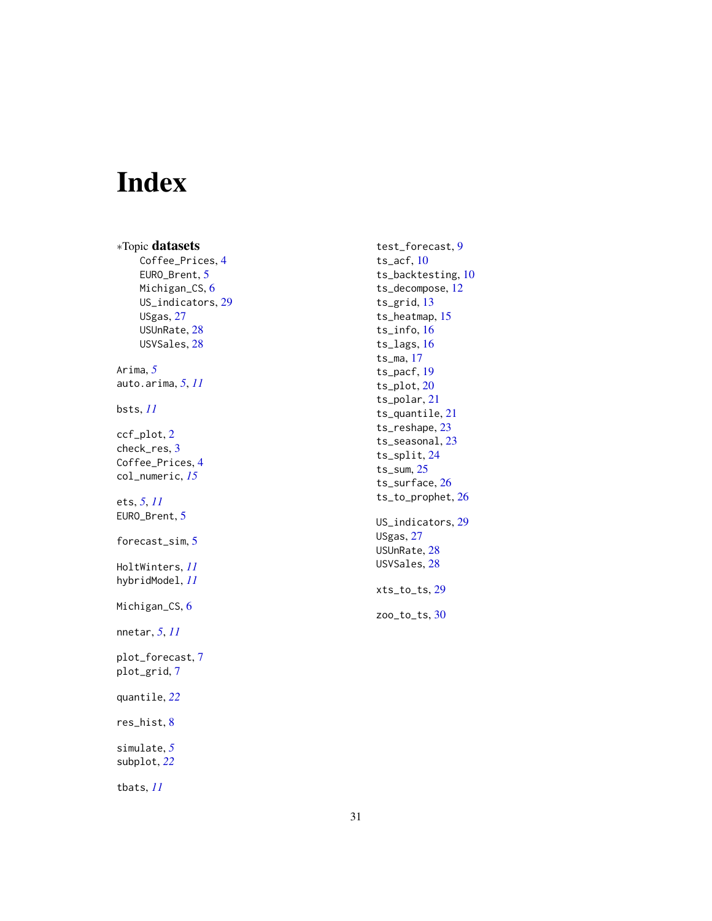# Index

*Topic **datasets**
- Coffee_Prices, 4
- EURO_Brent, 5
- Michigan_CS, 6
- US_indicators, 29
- USgas, 27
- USUnRate, 28
- USVSales, 28

Arima, *5*
auto.arima, *5*, *11*

bsts, *11*

ccf_plot, 2
check_res, 3
Coffee_Prices, 4
col_numeric, *15*

ets, *5*, *11*
EURO_Brent, 5

forecast_sim, 5

HoltWinters, *11*
hybridModel, *11*

Michigan_CS, 6

nnetar, *5*, *11*

plot_forecast, 7
plot_grid, 7

quantile, *22*

res_hist, 8

simulate, *5*
subplot, *22*

tbats, *11*
test_forecast, 9
ts_acf, 10
ts_backtesting, 10
ts_decompose, 12
ts_grid, 13
ts_heatmap, 15
ts_info, 16
ts_lags, 16
ts_ma, 17
ts_pacf, 19
ts_plot, 20
ts_polar, 21
ts_quantile, 21
ts_reshape, 23
ts_seasonal, 23
ts_split, 24
ts_sum, 25
ts_surface, 26
ts_to_prophet, 26

US_indicators, 29
USgas, 27
USUnRate, 28
USVSales, 28

xts_to_ts, 29

zoo_to_ts, 30